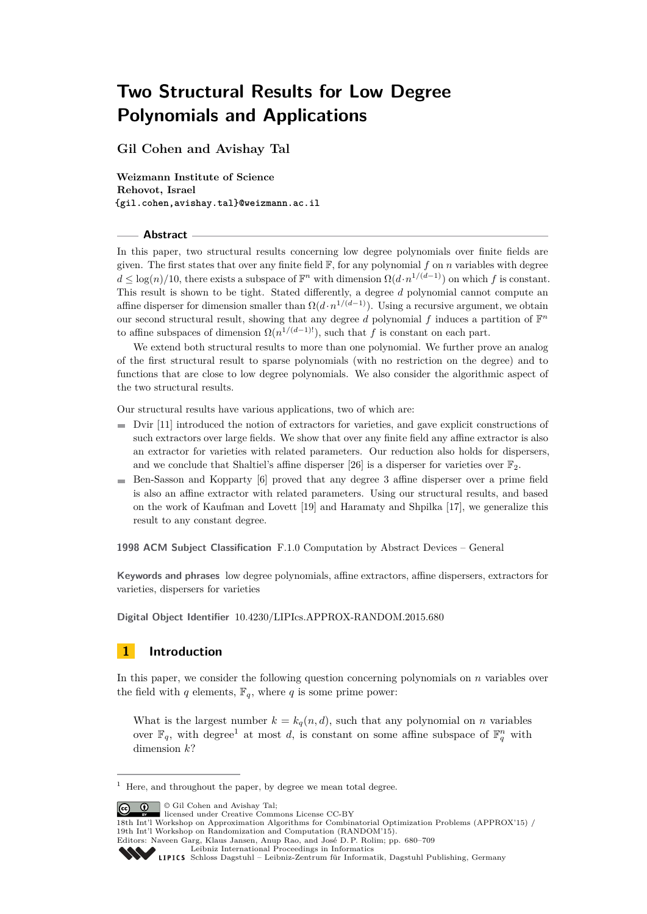# Two Structural Results for Low Degree Polynomials and Applications

**Gil Cohen and Avishay Tal**

**Weizmann Institute of Science**
**Rehovot, Israel**
**{gil.cohen,avishay.tal}@weizmann.ac.il**

## Abstract

In this paper, two structural results concerning low degree polynomials over finite fields are given. The first states that over any finite field $\mathbb{F}$, for any polynomial $f$ on $n$ variables with degree $d \le \log(n)/10$, there exists a subspace of $\mathbb{F}^n$ with dimension $\Omega(d \cdot n^{1/(d-1)})$ on which $f$ is constant. This result is shown to be tight. Stated differently, a degree $d$ polynomial cannot compute an affine disperser for dimension smaller than $\Omega(d \cdot n^{1/(d-1)})$. Using a recursive argument, we obtain our second structural result, showing that any degree $d$ polynomial $f$ induces a partition of $\mathbb{F}^n$ to affine subspaces of dimension $\Omega(n^{1/(d-1)!})$, such that $f$ is constant on each part.

We extend both structural results to more than one polynomial. We further prove an analog of the first structural result to sparse polynomials (with no restriction on the degree) and to functions that are close to low degree polynomials. We also consider the algorithmic aspect of the two structural results.

Our structural results have various applications, two of which are:

- Dvir [11] introduced the notion of extractors for varieties, and gave explicit constructions of such extractors over large fields. We show that over any finite field any affine extractor is also an extractor for varieties with related parameters. Our reduction also holds for dispersers, and we conclude that Shaltiel's affine disperser [26] is a disperser for varieties over $\mathbb{F}_2$.
- Ben-Sasson and Kopparty [6] proved that any degree 3 affine disperser over a prime field is also an affine extractor with related parameters. Using our structural results, and based on the work of Kaufman and Lovett [19] and Haramaty and Shpilka [17], we generalize this result to any constant degree.

**1998 ACM Subject Classification** F.1.0 Computation by Abstract Devices – General

**Keywords and phrases** low degree polynomials, affine extractors, affine dispersers, extractors for varieties, dispersers for varieties

**Digital Object Identifier** 10.4230/LIPIcs.APPROX-RANDOM.2015.680

## 1 Introduction

In this paper, we consider the following question concerning polynomials on $n$ variables over the field with $q$ elements, $\mathbb{F}_q$, where $q$ is some prime power:

> What is the largest number $k = k_q(n, d)$, such that any polynomial on $n$ variables over $\mathbb{F}_q$, with degree[1] at most $d$, is constant on some affine subspace of $\mathbb{F}_q^n$ with dimension $k$?

[1] Here, and throughout the paper, by degree we mean total degree.

© Gil Cohen and Avishay Tal;
licensed under Creative Commons License CC-BY
18th Int'l Workshop on Approximation Algorithms for Combinatorial Optimization Problems (APPROX'15) / 19th Int'l Workshop on Randomization and Computation (RANDOM'15).
Editors: Naveen Garg, Klaus Jansen, Anup Rao, and José D. P. Rolim; pp. 680–709
Leibniz International Proceedings in Informatics
Schloss Dagstuhl – Leibniz-Zentrum für Informatik, Dagstuhl Publishing, Germany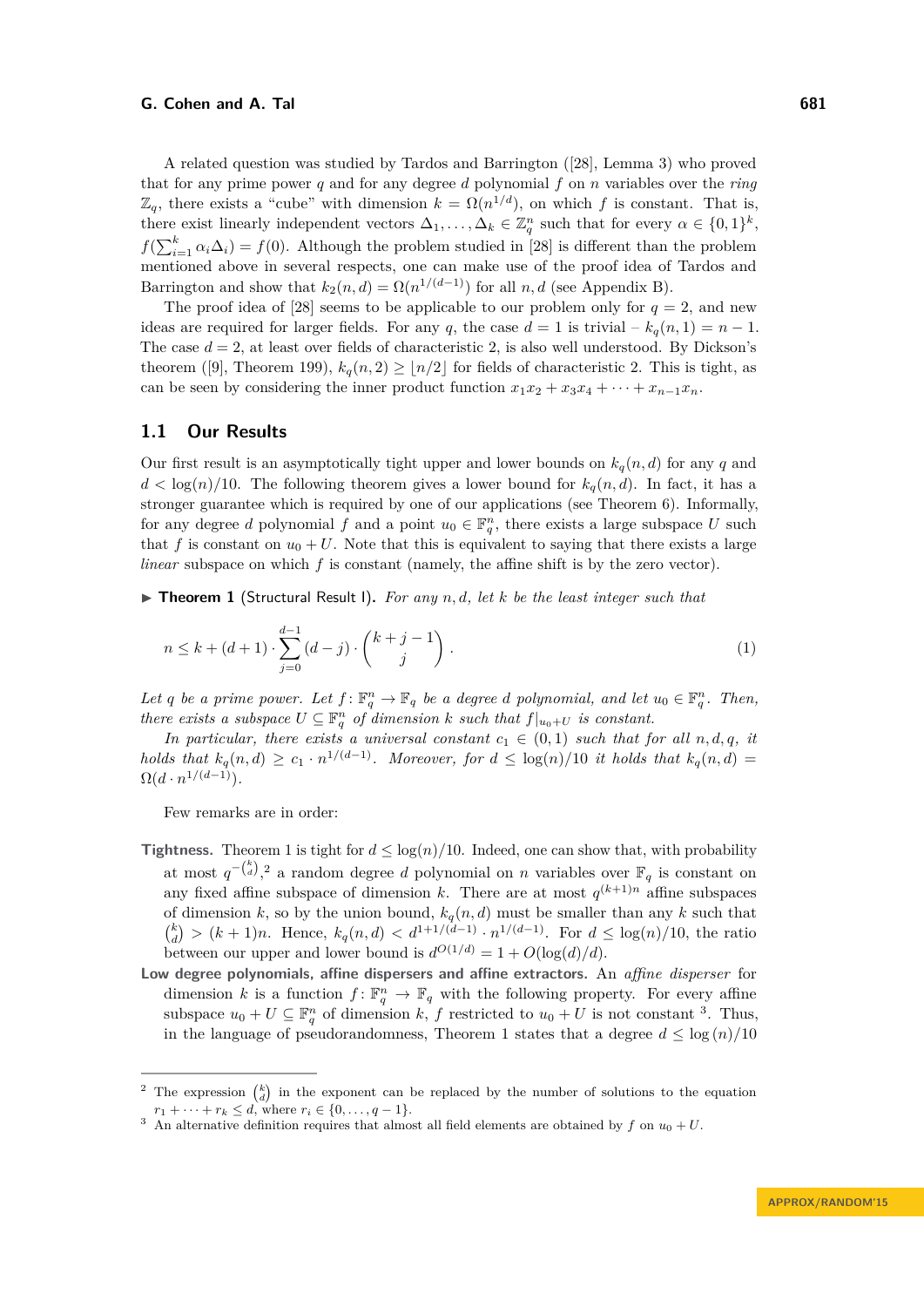A related question was studied by Tardos and Barrington ([28], Lemma 3) who proved that for any prime power $q$ and for any degree $d$ polynomial $f$ on $n$ variables over the *ring* $\mathbb{Z}_q$, there exists a "cube" with dimension $k = \Omega(n^{1/d})$, on which $f$ is constant. That is, there exist linearly independent vectors $\Delta_1, \ldots, \Delta_k \in \mathbb{Z}_q^n$ such that for every $\alpha \in \{0,1\}^k$, $f(\sum_{i=1}^k \alpha_i \Delta_i) = f(0)$. Although the problem studied in [28] is different than the problem mentioned above in several respects, one can make use of the proof idea of Tardos and Barrington and show that $k_2(n,d) = \Omega(n^{1/(d-1)})$ for all $n, d$ (see Appendix B).

The proof idea of [28] seems to be applicable to our problem only for $q = 2$, and new ideas are required for larger fields. For any $q$, the case $d = 1$ is trivial – $k_q(n,1) = n - 1$. The case $d = 2$, at least over fields of characteristic 2, is also well understood. By Dickson's theorem ([9], Theorem 199), $k_q(n,2) \geq \lfloor n/2 \rfloor$ for fields of characteristic 2. This is tight, as can be seen by considering the inner product function $x_1x_2 + x_3x_4 + \cdots + x_{n-1}x_n$.

## 1.1 Our Results

Our first result is an asymptotically tight upper and lower bounds on $k_q(n,d)$ for any $q$ and $d < \log(n)/10$. The following theorem gives a lower bound for $k_q(n,d)$. In fact, it has a stronger guarantee which is required by one of our applications (see Theorem 6). Informally, for any degree $d$ polynomial $f$ and a point $u_0 \in \mathbb{F}_q^n$, there exists a large subspace $U$ such that $f$ is constant on $u_0 + U$. Note that this is equivalent to saying that there exists a large *linear* subspace on which $f$ is constant (namely, the affine shift is by the zero vector).

▶ **Theorem 1** (Structural Result I). *For any $n, d$, let $k$ be the least integer such that*

$$n \leq k + (d+1) \cdot \sum_{j=0}^{d-1} (d-j) \cdot \binom{k+j-1}{j}. \tag{1}$$

*Let $q$ be a prime power. Let $f \colon \mathbb{F}_q^n \to \mathbb{F}_q$ be a degree $d$ polynomial, and let $u_0 \in \mathbb{F}_q^n$. Then, there exists a subspace $U \subseteq \mathbb{F}_q^n$ of dimension $k$ such that $f|_{u_0+U}$ is constant.*

*In particular, there exists a universal constant $c_1 \in (0,1)$ such that for all $n, d, q$, it holds that $k_q(n,d) \geq c_1 \cdot n^{1/(d-1)}$. Moreover, for $d \leq \log(n)/10$ it holds that $k_q(n,d) = \Omega(d \cdot n^{1/(d-1)})$.*

Few remarks are in order:

**Tightness.** Theorem 1 is tight for $d \leq \log(n)/10$. Indeed, one can show that, with probability at most $q^{-\binom{k}{d}}$,[2] a random degree $d$ polynomial on $n$ variables over $\mathbb{F}_q$ is constant on any fixed affine subspace of dimension $k$. There are at most $q^{(k+1)n}$ affine subspaces of dimension $k$, so by the union bound, $k_q(n,d)$ must be smaller than any $k$ such that $\binom{k}{d} > (k+1)n$. Hence, $k_q(n,d) < d^{1+1/(d-1)} \cdot n^{1/(d-1)}$. For $d \leq \log(n)/10$, the ratio between our upper and lower bound is $d^{O(1/d)} = 1 + O(\log(d)/d)$.

**Low degree polynomials, affine dispersers and affine extractors.** An *affine disperser* for dimension $k$ is a function $f \colon \mathbb{F}_q^n \to \mathbb{F}_q$ with the following property. For every affine subspace $u_0 + U \subseteq \mathbb{F}_q^n$ of dimension $k$, $f$ restricted to $u_0 + U$ is not constant [3]. Thus, in the language of pseudorandomness, Theorem 1 states that a degree $d \leq \log(n)/10$

---

[2] The expression $\binom{k}{d}$ in the exponent can be replaced by the number of solutions to the equation $r_1 + \cdots + r_k \leq d$, where $r_i \in \{0, \ldots, q-1\}$.

[3] An alternative definition requires that almost all field elements are obtained by $f$ on $u_0 + U$.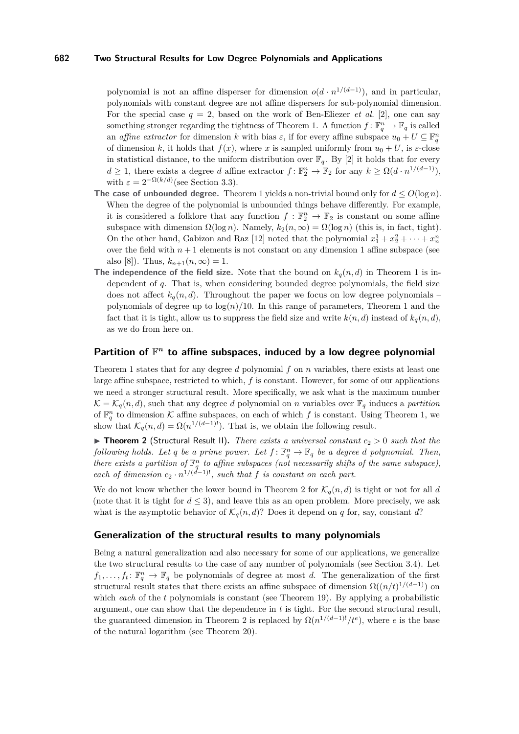polynomial is not an affine disperser for dimension $o(d \cdot n^{1/(d-1)})$, and in particular, polynomials with constant degree are not affine dispersers for sub-polynomial dimension. For the special case $q = 2$, based on the work of Ben-Eliezer *et al.* [2], one can say something stronger regarding the tightness of Theorem 1. A function $f : \mathbb{F}_q^n \to \mathbb{F}_q$ is called an *affine extractor* for dimension $k$ with bias $\varepsilon$, if for every affine subspace $u_0 + U \subseteq \mathbb{F}_q^n$ of dimension $k$, it holds that $f(x)$, where $x$ is sampled uniformly from $u_0 + U$, is $\varepsilon$-close in statistical distance, to the uniform distribution over $\mathbb{F}_q$. By [2] it holds that for every $d \geq 1$, there exists a degree $d$ affine extractor $f : \mathbb{F}_2^n \to \mathbb{F}_2$ for any $k \geq \Omega(d \cdot n^{1/(d-1)})$, with $\varepsilon = 2^{-\Omega(k/d)}$(see Section 3.3).

**The case of unbounded degree.** Theorem 1 yields a non-trivial bound only for $d \leq O(\log n)$. When the degree of the polynomial is unbounded things behave differently. For example, it is considered a folklore that any function $f : \mathbb{F}_2^n \to \mathbb{F}_2$ is constant on some affine subspace with dimension $\Omega(\log n)$. Namely, $k_2(n, \infty) = \Omega(\log n)$ (this is, in fact, tight). On the other hand, Gabizon and Raz [12] noted that the polynomial $x_1^1 + x_2^2 + \cdots + x_n^n$ over the field with $n + 1$ elements is not constant on any dimension 1 affine subspace (see also [8]). Thus, $k_{n+1}(n, \infty) = 1$.

**The independence of the field size.** Note that the bound on $k_q(n, d)$ in Theorem 1 is independent of $q$. That is, when considering bounded degree polynomials, the field size does not affect $k_q(n, d)$. Throughout the paper we focus on low degree polynomials – polynomials of degree up to $\log(n)/10$. In this range of parameters, Theorem 1 and the fact that it is tight, allow us to suppress the field size and write $k(n, d)$ instead of $k_q(n, d)$, as we do from here on.

## Partition of $\mathbb{F}^n$ to affine subspaces, induced by a low degree polynomial

Theorem 1 states that for any degree $d$ polynomial $f$ on $n$ variables, there exists at least one large affine subspace, restricted to which, $f$ is constant. However, for some of our applications we need a stronger structural result. More specifically, we ask what is the maximum number $\mathcal{K} = \mathcal{K}_q(n, d)$, such that any degree $d$ polynomial on $n$ variables over $\mathbb{F}_q$ induces a *partition* of $\mathbb{F}_q^n$ to dimension $\mathcal{K}$ affine subspaces, on each of which $f$ is constant. Using Theorem 1, we show that $\mathcal{K}_q(n, d) = \Omega(n^{1/(d-1)!})$. That is, we obtain the following result.

► **Theorem 2** (Structural Result II). *There exists a universal constant $c_2 > 0$ such that the following holds. Let $q$ be a prime power. Let $f : \mathbb{F}_q^n \to \mathbb{F}_q$ be a degree $d$ polynomial. Then, there exists a partition of $\mathbb{F}_q^n$ to affine subspaces (not necessarily shifts of the same subspace), each of dimension $c_2 \cdot n^{1/(d-1)!}$, such that $f$ is constant on each part.*

We do not know whether the lower bound in Theorem 2 for $\mathcal{K}_q(n, d)$ is tight or not for all $d$ (note that it is tight for $d \leq 3$), and leave this as an open problem. More precisely, we ask what is the asymptotic behavior of $\mathcal{K}_q(n, d)$? Does it depend on $q$ for, say, constant $d$?

## Generalization of the structural results to many polynomials

Being a natural generalization and also necessary for some of our applications, we generalize the two structural results to the case of any number of polynomials (see Section 3.4). Let $f_1, \dots, f_t : \mathbb{F}_q^n \to \mathbb{F}_q$ be polynomials of degree at most $d$. The generalization of the first structural result states that there exists an affine subspace of dimension $\Omega((n/t)^{1/(d-1)})$ on which *each* of the $t$ polynomials is constant (see Theorem 19). By applying a probabilistic argument, one can show that the dependence in $t$ is tight. For the second structural result, the guaranteed dimension in Theorem 2 is replaced by $\Omega(n^{1/(d-1)!}/t^e)$, where $e$ is the base of the natural logarithm (see Theorem 20).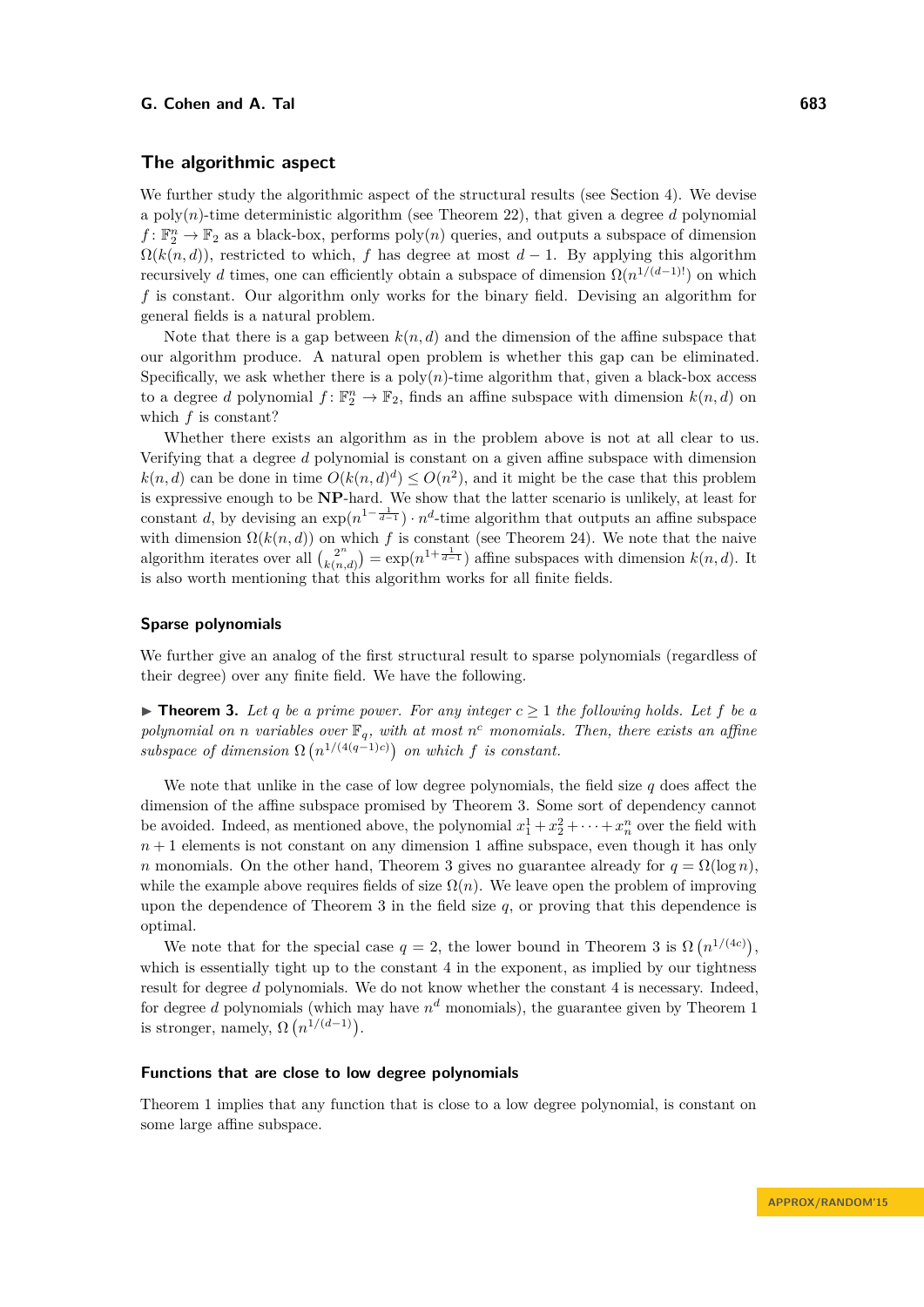## The algorithmic aspect

We further study the algorithmic aspect of the structural results (see Section 4). We devise a poly($n$)-time deterministic algorithm (see Theorem 22), that given a degree $d$ polynomial $f\colon \mathbb{F}_2^n \to \mathbb{F}_2$ as a black-box, performs poly($n$) queries, and outputs a subspace of dimension $\Omega(k(n,d))$, restricted to which, $f$ has degree at most $d-1$. By applying this algorithm recursively $d$ times, one can efficiently obtain a subspace of dimension $\Omega(n^{1/(d-1)!})$ on which $f$ is constant. Our algorithm only works for the binary field. Devising an algorithm for general fields is a natural problem.

Note that there is a gap between $k(n,d)$ and the dimension of the affine subspace that our algorithm produce. A natural open problem is whether this gap can be eliminated. Specifically, we ask whether there is a poly($n$)-time algorithm that, given a black-box access to a degree $d$ polynomial $f\colon \mathbb{F}_2^n \to \mathbb{F}_2$, finds an affine subspace with dimension $k(n,d)$ on which $f$ is constant?

Whether there exists an algorithm as in the problem above is not at all clear to us. Verifying that a degree $d$ polynomial is constant on a given affine subspace with dimension $k(n,d)$ can be done in time $O(k(n,d)^d) \le O(n^2)$, and it might be the case that this problem is expressive enough to be **NP**-hard. We show that the latter scenario is unlikely, at least for constant $d$, by devising an $\exp(n^{1-\frac{1}{d-1}}) \cdot n^d$-time algorithm that outputs an affine subspace with dimension $\Omega(k(n,d))$ on which $f$ is constant (see Theorem 24). We note that the naive algorithm iterates over all $\binom{2^n}{k(n,d)} = \exp(n^{1+\frac{1}{d-1}})$ affine subspaces with dimension $k(n,d)$. It is also worth mentioning that this algorithm works for all finite fields.

### Sparse polynomials

We further give an analog of the first structural result to sparse polynomials (regardless of their degree) over any finite field. We have the following.

▶ **Theorem 3.** *Let $q$ be a prime power. For any integer $c \ge 1$ the following holds. Let $f$ be a polynomial on $n$ variables over $\mathbb{F}_q$, with at most $n^c$ monomials. Then, there exists an affine subspace of dimension $\Omega\left(n^{1/(4(q-1)c)}\right)$ on which $f$ is constant.*

We note that unlike in the case of low degree polynomials, the field size $q$ does affect the dimension of the affine subspace promised by Theorem 3. Some sort of dependency cannot be avoided. Indeed, as mentioned above, the polynomial $x_1^1 + x_2^2 + \cdots + x_n^n$ over the field with $n+1$ elements is not constant on any dimension 1 affine subspace, even though it has only $n$ monomials. On the other hand, Theorem 3 gives no guarantee already for $q = \Omega(\log n)$, while the example above requires fields of size $\Omega(n)$. We leave open the problem of improving upon the dependence of Theorem 3 in the field size $q$, or proving that this dependence is optimal.

We note that for the special case $q = 2$, the lower bound in Theorem 3 is $\Omega\left(n^{1/(4c)}\right)$, which is essentially tight up to the constant 4 in the exponent, as implied by our tightness result for degree $d$ polynomials. We do not know whether the constant 4 is necessary. Indeed, for degree $d$ polynomials (which may have $n^d$ monomials), the guarantee given by Theorem 1 is stronger, namely, $\Omega\left(n^{1/(d-1)}\right)$.

### Functions that are close to low degree polynomials

Theorem 1 implies that any function that is close to a low degree polynomial, is constant on some large affine subspace.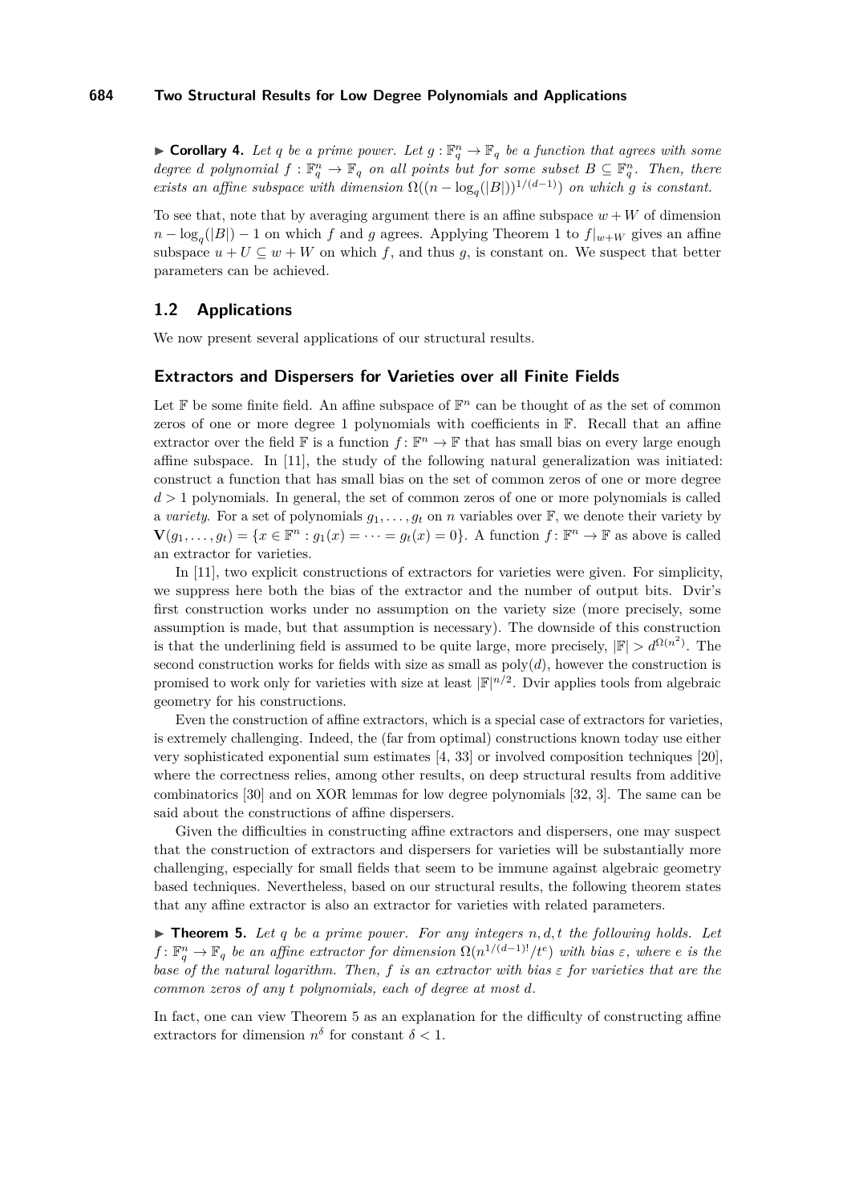▶ **Corollary 4.** *Let $q$ be a prime power. Let $g : \mathbb{F}_q^n \to \mathbb{F}_q$ be a function that agrees with some degree $d$ polynomial $f : \mathbb{F}_q^n \to \mathbb{F}_q$ on all points but for some subset $B \subseteq \mathbb{F}_q^n$. Then, there exists an affine subspace with dimension $\Omega((n - \log_q(|B|))^{1/(d-1)})$ on which $g$ is constant.*

To see that, note that by averaging argument there is an affine subspace $w + W$ of dimension $n - \log_q(|B|) - 1$ on which $f$ and $g$ agrees. Applying Theorem 1 to $f|_{w+W}$ gives an affine subspace $u + U \subseteq w + W$ on which $f$, and thus $g$, is constant on. We suspect that better parameters can be achieved.

## 1.2 Applications

We now present several applications of our structural results.

### Extractors and Dispersers for Varieties over all Finite Fields

Let $\mathbb{F}$ be some finite field. An affine subspace of $\mathbb{F}^n$ can be thought of as the set of common zeros of one or more degree 1 polynomials with coefficients in $\mathbb{F}$. Recall that an affine extractor over the field $\mathbb{F}$ is a function $f : \mathbb{F}^n \to \mathbb{F}$ that has small bias on every large enough affine subspace. In [11], the study of the following natural generalization was initiated: construct a function that has small bias on the set of common zeros of one or more degree $d > 1$ polynomials. In general, the set of common zeros of one or more polynomials is called a *variety*. For a set of polynomials $g_1, \ldots, g_t$ on $n$ variables over $\mathbb{F}$, we denote their variety by $\mathbf{V}(g_1, \ldots, g_t) = \{x \in \mathbb{F}^n : g_1(x) = \cdots = g_t(x) = 0\}$. A function $f : \mathbb{F}^n \to \mathbb{F}$ as above is called an extractor for varieties.

In [11], two explicit constructions of extractors for varieties were given. For simplicity, we suppress here both the bias of the extractor and the number of output bits. Dvir's first construction works under no assumption on the variety size (more precisely, some assumption is made, but that assumption is necessary). The downside of this construction is that the underlining field is assumed to be quite large, more precisely, $|\mathbb{F}| > d^{\Omega(n^2)}$. The second construction works for fields with size as small as $\mathrm{poly}(d)$, however the construction is promised to work only for varieties with size at least $|\mathbb{F}|^{n/2}$. Dvir applies tools from algebraic geometry for his constructions.

Even the construction of affine extractors, which is a special case of extractors for varieties, is extremely challenging. Indeed, the (far from optimal) constructions known today use either very sophisticated exponential sum estimates [4, 33] or involved composition techniques [20], where the correctness relies, among other results, on deep structural results from additive combinatorics [30] and on XOR lemmas for low degree polynomials [32, 3]. The same can be said about the constructions of affine dispersers.

Given the difficulties in constructing affine extractors and dispersers, one may suspect that the construction of extractors and dispersers for varieties will be substantially more challenging, especially for small fields that seem to be immune against algebraic geometry based techniques. Nevertheless, based on our structural results, the following theorem states that any affine extractor is also an extractor for varieties with related parameters.

▶ **Theorem 5.** *Let $q$ be a prime power. For any integers $n, d, t$ the following holds. Let $f : \mathbb{F}_q^n \to \mathbb{F}_q$ be an affine extractor for dimension $\Omega(n^{1/(d-1)!}/t^e)$ with bias $\varepsilon$, where $e$ is the base of the natural logarithm. Then, $f$ is an extractor with bias $\varepsilon$ for varieties that are the common zeros of any $t$ polynomials, each of degree at most $d$.*

In fact, one can view Theorem 5 as an explanation for the difficulty of constructing affine extractors for dimension $n^\delta$ for constant $\delta < 1$.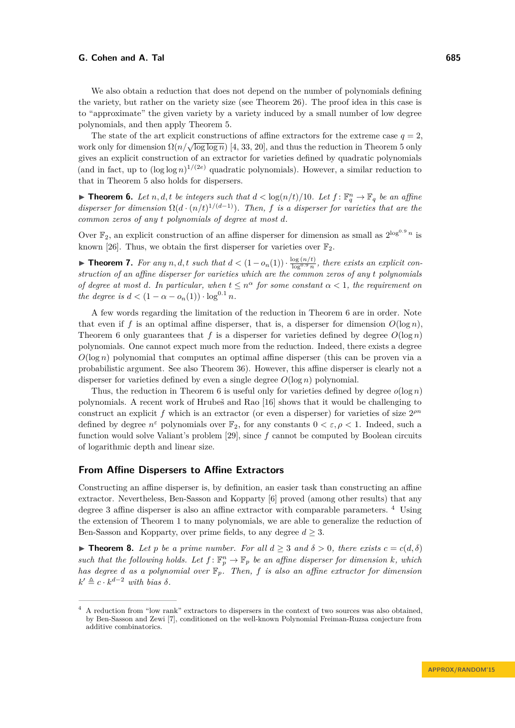We also obtain a reduction that does not depend on the number of polynomials defining the variety, but rather on the variety size (see Theorem 26). The proof idea in this case is to "approximate" the given variety by a variety induced by a small number of low degree polynomials, and then apply Theorem 5.

The state of the art explicit constructions of affine extractors for the extreme case $q = 2$, work only for dimension $\Omega(n/\sqrt{\log\log n})$ [4, 33, 20], and thus the reduction in Theorem 5 only gives an explicit construction of an extractor for varieties defined by quadratic polynomials (and in fact, up to $(\log\log n)^{1/(2e)}$ quadratic polynomials). However, a similar reduction to that in Theorem 5 also holds for dispersers.

▶ **Theorem 6.** *Let $n, d, t$ be integers such that $d < \log(n/t)/10$. Let $f\colon \mathbb{F}_q^n \to \mathbb{F}_q$ be an affine disperser for dimension $\Omega(d \cdot (n/t)^{1/(d-1)})$. Then, $f$ is a disperser for varieties that are the common zeros of any $t$ polynomials of degree at most $d$.*

Over $\mathbb{F}_2$, an explicit construction of an affine disperser for dimension as small as $2^{\log^{0.9} n}$ is known [26]. Thus, we obtain the first disperser for varieties over $\mathbb{F}_2$.

▶ **Theorem 7.** *For any $n, d, t$ such that $d < (1 - o_n(1)) \cdot \frac{\log(n/t)}{\log^{0.9} n}$, there exists an explicit construction of an affine disperser for varieties which are the common zeros of any $t$ polynomials of degree at most $d$. In particular, when $t \le n^{\alpha}$ for some constant $\alpha < 1$, the requirement on the degree is $d < (1 - \alpha - o_n(1)) \cdot \log^{0.1} n$.*

A few words regarding the limitation of the reduction in Theorem 6 are in order. Note that even if $f$ is an optimal affine disperser, that is, a disperser for dimension $O(\log n)$, Theorem 6 only guarantees that $f$ is a disperser for varieties defined by degree $O(\log n)$ polynomials. One cannot expect much more from the reduction. Indeed, there exists a degree $O(\log n)$ polynomial that computes an optimal affine disperser (this can be proven via a probabilistic argument. See also Theorem 36). However, this affine disperser is clearly not a disperser for varieties defined by even a single degree $O(\log n)$ polynomial.

Thus, the reduction in Theorem 6 is useful only for varieties defined by degree $o(\log n)$ polynomials. A recent work of Hrubeš and Rao [16] shows that it would be challenging to construct an explicit $f$ which is an extractor (or even a disperser) for varieties of size $2^{\rho n}$ defined by degree $n^{\varepsilon}$ polynomials over $\mathbb{F}_2$, for any constants $0 < \varepsilon, \rho < 1$. Indeed, such a function would solve Valiant's problem [29], since $f$ cannot be computed by Boolean circuits of logarithmic depth and linear size.

## From Affine Dispersers to Affine Extractors

Constructing an affine disperser is, by definition, an easier task than constructing an affine extractor. Nevertheless, Ben-Sasson and Kopparty [6] proved (among other results) that any degree 3 affine disperser is also an affine extractor with comparable parameters. [4] Using the extension of Theorem 1 to many polynomials, we are able to generalize the reduction of Ben-Sasson and Kopparty, over prime fields, to any degree $d \ge 3$.

▶ **Theorem 8.** *Let $p$ be a prime number. For all $d \ge 3$ and $\delta > 0$, there exists $c = c(d, \delta)$ such that the following holds. Let $f\colon \mathbb{F}_p^n \to \mathbb{F}_p$ be an affine disperser for dimension $k$, which has degree $d$ as a polynomial over $\mathbb{F}_p$. Then, $f$ is also an affine extractor for dimension $k' \triangleq c \cdot k^{d-2}$ with bias $\delta$.*

---

[4] A reduction from "low rank" extractors to dispersers in the context of two sources was also obtained, by Ben-Sasson and Zewi [7], conditioned on the well-known Polynomial Freiman-Ruzsa conjecture from additive combinatorics.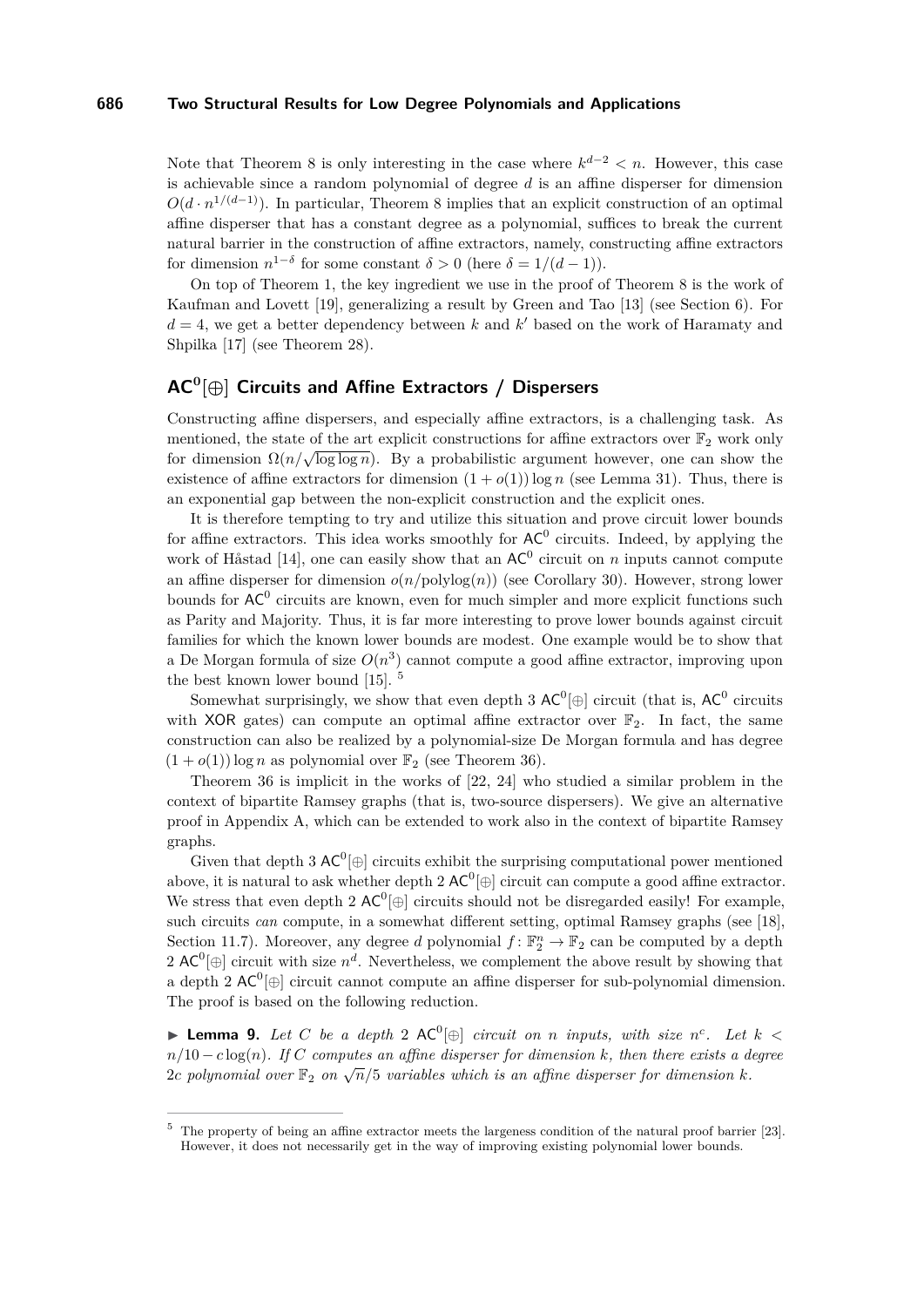Note that Theorem 8 is only interesting in the case where $k^{d-2} < n$. However, this case is achievable since a random polynomial of degree $d$ is an affine disperser for dimension $O(d \cdot n^{1/(d-1)})$. In particular, Theorem 8 implies that an explicit construction of an optimal affine disperser that has a constant degree as a polynomial, suffices to break the current natural barrier in the construction of affine extractors, namely, constructing affine extractors for dimension $n^{1-\delta}$ for some constant $\delta > 0$ (here $\delta = 1/(d-1)$).

On top of Theorem 1, the key ingredient we use in the proof of Theorem 8 is the work of Kaufman and Lovett [19], generalizing a result by Green and Tao [13] (see Section 6). For $d = 4$, we get a better dependency between $k$ and $k'$ based on the work of Haramaty and Shpilka [17] (see Theorem 28).

## $\mathsf{AC}^0[\oplus]$ Circuits and Affine Extractors / Dispersers

Constructing affine dispersers, and especially affine extractors, is a challenging task. As mentioned, the state of the art explicit constructions for affine extractors over $\mathbb{F}_2$ work only for dimension $\Omega(n/\sqrt{\log \log n})$. By a probabilistic argument however, one can show the existence of affine extractors for dimension $(1 + o(1)) \log n$ (see Lemma 31). Thus, there is an exponential gap between the non-explicit construction and the explicit ones.

It is therefore tempting to try and utilize this situation and prove circuit lower bounds for affine extractors. This idea works smoothly for $\mathsf{AC}^0$ circuits. Indeed, by applying the work of Håstad [14], one can easily show that an $\mathsf{AC}^0$ circuit on $n$ inputs cannot compute an affine disperser for dimension $o(n/\text{polylog}(n))$ (see Corollary 30). However, strong lower bounds for $\mathsf{AC}^0$ circuits are known, even for much simpler and more explicit functions such as Parity and Majority. Thus, it is far more interesting to prove lower bounds against circuit families for which the known lower bounds are modest. One example would be to show that a De Morgan formula of size $O(n^3)$ cannot compute a good affine extractor, improving upon the best known lower bound [15]. [5]

Somewhat surprisingly, we show that even depth 3 $\mathsf{AC}^0[\oplus]$ circuit (that is, $\mathsf{AC}^0$ circuits with $\mathsf{XOR}$ gates) can compute an optimal affine extractor over $\mathbb{F}_2$. In fact, the same construction can also be realized by a polynomial-size De Morgan formula and has degree $(1 + o(1)) \log n$ as polynomial over $\mathbb{F}_2$ (see Theorem 36).

Theorem 36 is implicit in the works of [22, 24] who studied a similar problem in the context of bipartite Ramsey graphs (that is, two-source dispersers). We give an alternative proof in Appendix A, which can be extended to work also in the context of bipartite Ramsey graphs.

Given that depth 3 $\mathsf{AC}^0[\oplus]$ circuits exhibit the surprising computational power mentioned above, it is natural to ask whether depth 2 $\mathsf{AC}^0[\oplus]$ circuit can compute a good affine extractor. We stress that even depth 2 $\mathsf{AC}^0[\oplus]$ circuits should not be disregarded easily! For example, such circuits *can* compute, in a somewhat different setting, optimal Ramsey graphs (see [18], Section 11.7). Moreover, any degree $d$ polynomial $f : \mathbb{F}_2^n \to \mathbb{F}_2$ can be computed by a depth 2 $\mathsf{AC}^0[\oplus]$ circuit with size $n^d$. Nevertheless, we complement the above result by showing that a depth 2 $\mathsf{AC}^0[\oplus]$ circuit cannot compute an affine disperser for sub-polynomial dimension. The proof is based on the following reduction.

▶ **Lemma 9.** *Let $C$ be a depth 2 $\mathsf{AC}^0[\oplus]$ circuit on $n$ inputs, with size $n^c$. Let $k < n/10 - c \log(n)$. If $C$ computes an affine disperser for dimension $k$, then there exists a degree $2c$ polynomial over $\mathbb{F}_2$ on $\sqrt{n}/5$ variables which is an affine disperser for dimension $k$.*

---

[5] The property of being an affine extractor meets the largeness condition of the natural proof barrier [23]. However, it does not necessarily get in the way of improving existing polynomial lower bounds.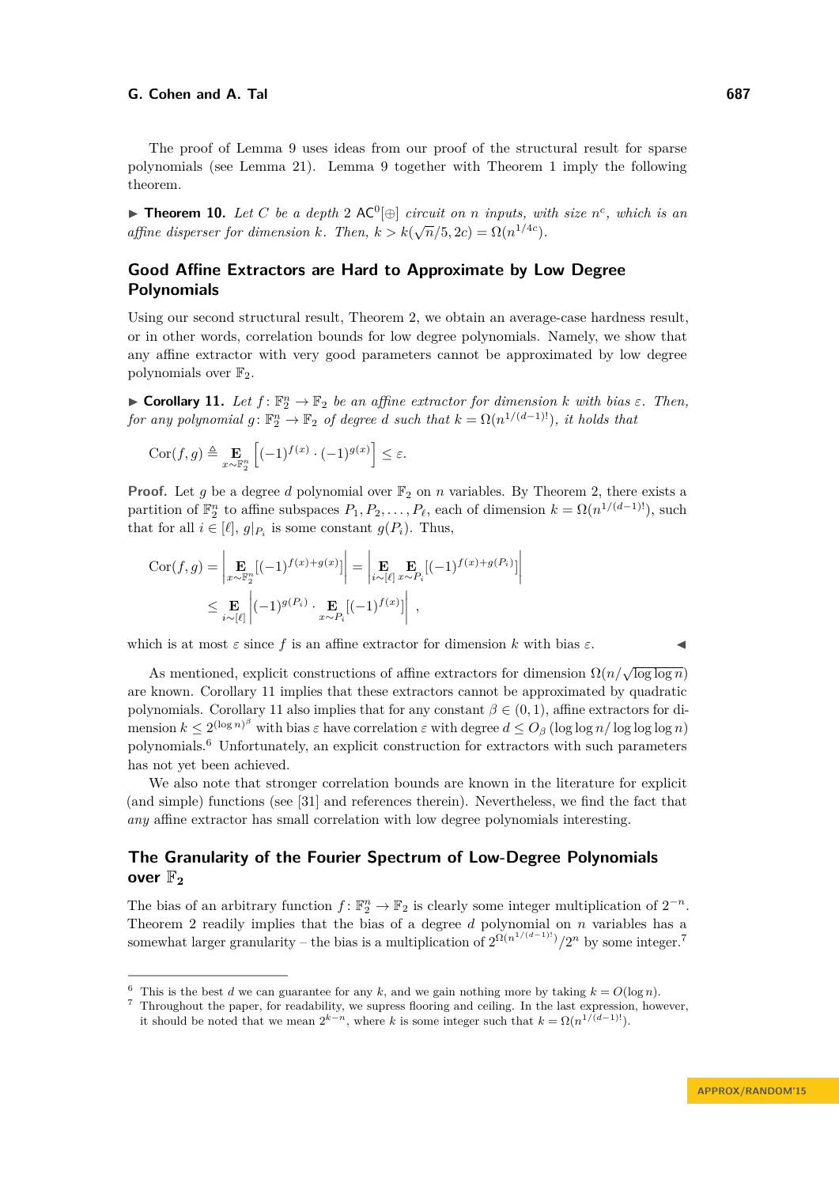The proof of Lemma 9 uses ideas from our proof of the structural result for sparse polynomials (see Lemma 21). Lemma 9 together with Theorem 1 imply the following theorem.

▶ **Theorem 10.** *Let $C$ be a depth 2 $\mathsf{AC}^0[\oplus]$ circuit on $n$ inputs, with size $n^c$, which is an affine disperser for dimension $k$. Then, $k > k(\sqrt{n}/5, 2c) = \Omega(n^{1/4c})$.*

## Good Affine Extractors are Hard to Approximate by Low Degree Polynomials

Using our second structural result, Theorem 2, we obtain an average-case hardness result, or in other words, correlation bounds for low degree polynomials. Namely, we show that any affine extractor with very good parameters cannot be approximated by low degree polynomials over $\mathbb{F}_2$.

▶ **Corollary 11.** *Let $f\colon \mathbb{F}_2^n \to \mathbb{F}_2$ be an affine extractor for dimension $k$ with bias $\varepsilon$. Then, for any polynomial $g\colon \mathbb{F}_2^n \to \mathbb{F}_2$ of degree $d$ such that $k = \Omega(n^{1/(d-1)!})$, it holds that*

$$\mathrm{Cor}(f,g) \triangleq \mathop{\mathbf{E}}_{x \sim \mathbb{F}_2^n}\left[(-1)^{f(x)} \cdot (-1)^{g(x)}\right] \leq \varepsilon.$$

**Proof.** Let $g$ be a degree $d$ polynomial over $\mathbb{F}_2$ on $n$ variables. By Theorem 2, there exists a partition of $\mathbb{F}_2^n$ to affine subspaces $P_1, P_2, \ldots, P_\ell$, each of dimension $k = \Omega(n^{1/(d-1)!})$, such that for all $i \in [\ell]$, $g|_{P_i}$ is some constant $g(P_i)$. Thus,

$$\begin{aligned}\mathrm{Cor}(f,g) &= \left|\mathop{\mathbf{E}}_{x \sim \mathbb{F}_2^n}[(-1)^{f(x)+g(x)}]\right| = \left|\mathop{\mathbf{E}}_{i \sim [\ell]}\mathop{\mathbf{E}}_{x \sim P_i}[(-1)^{f(x)+g(P_i)}]\right| \\ &\leq \mathop{\mathbf{E}}_{i \sim [\ell]}\left|(-1)^{g(P_i)} \cdot \mathop{\mathbf{E}}_{x \sim P_i}[(-1)^{f(x)}]\right|,\end{aligned}$$

which is at most $\varepsilon$ since $f$ is an affine extractor for dimension $k$ with bias $\varepsilon$. ◀

As mentioned, explicit constructions of affine extractors for dimension $\Omega(n/\sqrt{\log\log n})$ are known. Corollary 11 implies that these extractors cannot be approximated by quadratic polynomials. Corollary 11 also implies that for any constant $\beta \in (0,1)$, affine extractors for dimension $k \leq 2^{(\log n)^\beta}$ with bias $\varepsilon$ have correlation $\varepsilon$ with degree $d \leq O_\beta(\log\log n/\log\log\log n)$ polynomials.[6] Unfortunately, an explicit construction for extractors with such parameters has not yet been achieved.

We also note that stronger correlation bounds are known in the literature for explicit (and simple) functions (see [31] and references therein). Nevertheless, we find the fact that *any* affine extractor has small correlation with low degree polynomials interesting.

## The Granularity of the Fourier Spectrum of Low-Degree Polynomials over $\mathbb{F}_2$

The bias of an arbitrary function $f\colon \mathbb{F}_2^n \to \mathbb{F}_2$ is clearly some integer multiplication of $2^{-n}$. Theorem 2 readily implies that the bias of a degree $d$ polynomial on $n$ variables has a somewhat larger granularity – the bias is a multiplication of $2^{\Omega(n^{1/(d-1)!})}/2^n$ by some integer.[7]

---

[6] This is the best $d$ we can guarantee for any $k$, and we gain nothing more by taking $k = O(\log n)$.

[7] Throughout the paper, for readability, we supress flooring and ceiling. In the last expression, however, it should be noted that we mean $2^{k-n}$, where $k$ is some integer such that $k = \Omega(n^{1/(d-1)!})$.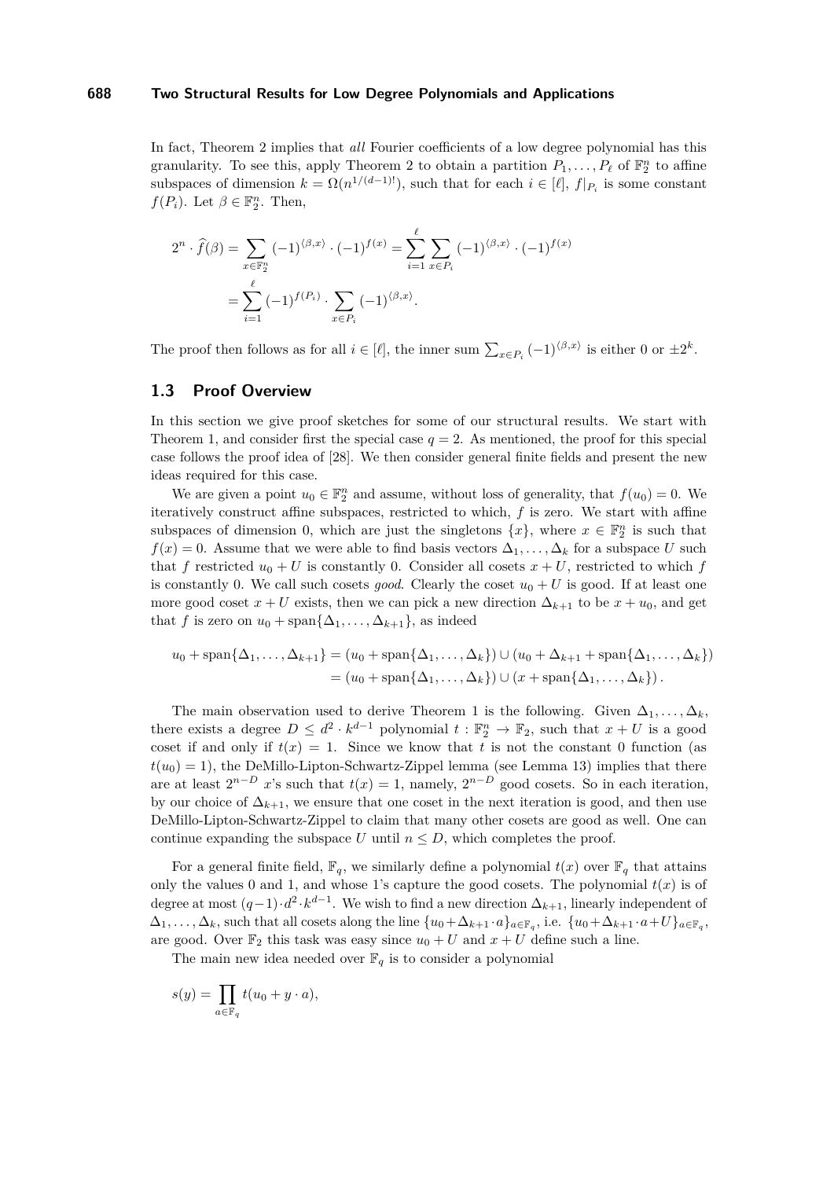In fact, Theorem 2 implies that *all* Fourier coefficients of a low degree polynomial has this granularity. To see this, apply Theorem 2 to obtain a partition $P_1, \ldots, P_\ell$ of $\mathbb{F}_2^n$ to affine subspaces of dimension $k = \Omega(n^{1/(d-1)!})$, such that for each $i \in [\ell]$, $f|_{P_i}$ is some constant $f(P_i)$. Let $\beta \in \mathbb{F}_2^n$. Then,

$$
\begin{aligned}
2^n \cdot \widehat{f}(\beta) &= \sum_{x \in \mathbb{F}_2^n} (-1)^{\langle \beta, x \rangle} \cdot (-1)^{f(x)} = \sum_{i=1}^{\ell} \sum_{x \in P_i} (-1)^{\langle \beta, x \rangle} \cdot (-1)^{f(x)} \\
&= \sum_{i=1}^{\ell} (-1)^{f(P_i)} \cdot \sum_{x \in P_i} (-1)^{\langle \beta, x \rangle}.
\end{aligned}
$$

The proof then follows as for all $i \in [\ell]$, the inner sum $\sum_{x \in P_i} (-1)^{\langle \beta, x \rangle}$ is either 0 or $\pm 2^k$.

## 1.3 Proof Overview

In this section we give proof sketches for some of our structural results. We start with Theorem 1, and consider first the special case $q = 2$. As mentioned, the proof for this special case follows the proof idea of [28]. We then consider general finite fields and present the new ideas required for this case.

We are given a point $u_0 \in \mathbb{F}_2^n$ and assume, without loss of generality, that $f(u_0) = 0$. We iteratively construct affine subspaces, restricted to which, $f$ is zero. We start with affine subspaces of dimension 0, which are just the singletons $\{x\}$, where $x \in \mathbb{F}_2^n$ is such that $f(x) = 0$. Assume that we were able to find basis vectors $\Delta_1, \ldots, \Delta_k$ for a subspace $U$ such that $f$ restricted $u_0 + U$ is constantly 0. Consider all cosets $x + U$, restricted to which $f$ is constantly 0. We call such cosets *good*. Clearly the coset $u_0 + U$ is good. If at least one more good coset $x + U$ exists, then we can pick a new direction $\Delta_{k+1}$ to be $x + u_0$, and get that $f$ is zero on $u_0 + \operatorname{span}\{\Delta_1, \ldots, \Delta_{k+1}\}$, as indeed

$$
\begin{aligned}
u_0 + \operatorname{span}\{\Delta_1, \ldots, \Delta_{k+1}\} &= (u_0 + \operatorname{span}\{\Delta_1, \ldots, \Delta_k\}) \cup (u_0 + \Delta_{k+1} + \operatorname{span}\{\Delta_1, \ldots, \Delta_k\}) \\
&= (u_0 + \operatorname{span}\{\Delta_1, \ldots, \Delta_k\}) \cup (x + \operatorname{span}\{\Delta_1, \ldots, \Delta_k\}).
\end{aligned}
$$

The main observation used to derive Theorem 1 is the following. Given $\Delta_1, \ldots, \Delta_k$, there exists a degree $D \le d^2 \cdot k^{d-1}$ polynomial $t : \mathbb{F}_2^n \to \mathbb{F}_2$, such that $x + U$ is a good coset if and only if $t(x) = 1$. Since we know that $t$ is not the constant 0 function (as $t(u_0) = 1$), the DeMillo-Lipton-Schwartz-Zippel lemma (see Lemma 13) implies that there are at least $2^{n-D}$ $x$'s such that $t(x) = 1$, namely, $2^{n-D}$ good cosets. So in each iteration, by our choice of $\Delta_{k+1}$, we ensure that one coset in the next iteration is good, and then use DeMillo-Lipton-Schwartz-Zippel to claim that many other cosets are good as well. One can continue expanding the subspace $U$ until $n \le D$, which completes the proof.

For a general finite field, $\mathbb{F}_q$, we similarly define a polynomial $t(x)$ over $\mathbb{F}_q$ that attains only the values 0 and 1, and whose 1's capture the good cosets. The polynomial $t(x)$ is of degree at most $(q-1) \cdot d^2 \cdot k^{d-1}$. We wish to find a new direction $\Delta_{k+1}$, linearly independent of $\Delta_1, \ldots, \Delta_k$, such that all cosets along the line $\{u_0 + \Delta_{k+1} \cdot a\}_{a \in \mathbb{F}_q}$, i.e. $\{u_0 + \Delta_{k+1} \cdot a + U\}_{a \in \mathbb{F}_q}$, are good. Over $\mathbb{F}_2$ this task was easy since $u_0 + U$ and $x + U$ define such a line.

The main new idea needed over $\mathbb{F}_q$ is to consider a polynomial

$$
s(y) = \prod_{a \in \mathbb{F}_q} t(u_0 + y \cdot a),
$$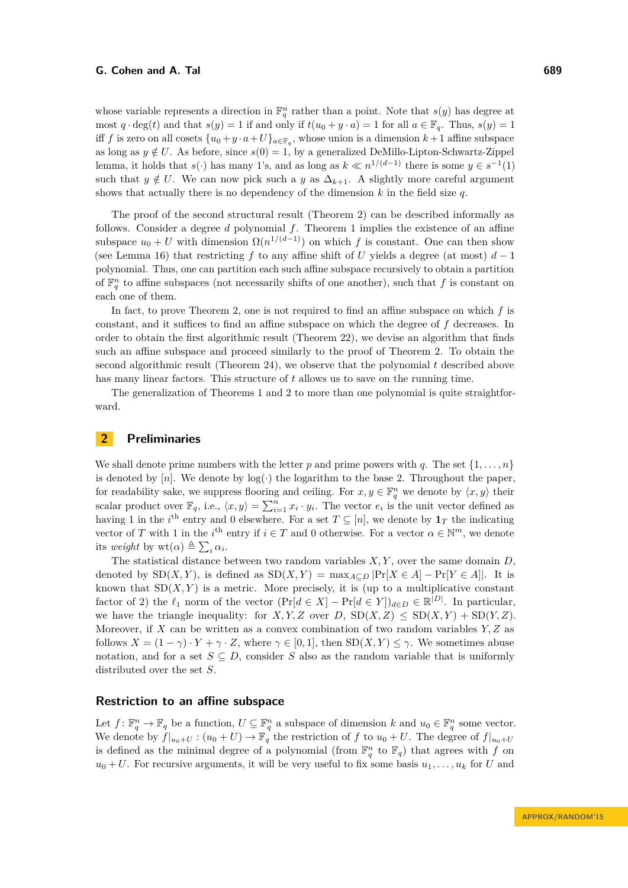whose variable represents a direction in $\mathbb{F}_q^n$ rather than a point. Note that $s(y)$ has degree at most $q \cdot \deg(t)$ and that $s(y) = 1$ if and only if $t(u_0 + y \cdot a) = 1$ for all $a \in \mathbb{F}_q$. Thus, $s(y) = 1$ iff $f$ is zero on all cosets $\{u_0 + y \cdot a + U\}_{a \in \mathbb{F}_q}$, whose union is a dimension $k+1$ affine subspace as long as $y \notin U$. As before, since $s(0) = 1$, by a generalized DeMillo-Lipton-Schwartz-Zippel lemma, it holds that $s(\cdot)$ has many 1's, and as long as $k \ll n^{1/(d-1)}$ there is some $y \in s^{-1}(1)$ such that $y \notin U$. We can now pick such a $y$ as $\Delta_{k+1}$. A slightly more careful argument shows that actually there is no dependency of the dimension $k$ in the field size $q$.

The proof of the second structural result (Theorem 2) can be described informally as follows. Consider a degree $d$ polynomial $f$. Theorem 1 implies the existence of an affine subspace $u_0 + U$ with dimension $\Omega(n^{1/(d-1)})$ on which $f$ is constant. One can then show (see Lemma 16) that restricting $f$ to any affine shift of $U$ yields a degree (at most) $d-1$ polynomial. Thus, one can partition each such affine subspace recursively to obtain a partition of $\mathbb{F}_q^n$ to affine subspaces (not necessarily shifts of one another), such that $f$ is constant on each one of them.

In fact, to prove Theorem 2, one is not required to find an affine subspace on which $f$ is constant, and it suffices to find an affine subspace on which the degree of $f$ decreases. In order to obtain the first algorithmic result (Theorem 22), we devise an algorithm that finds such an affine subspace and proceed similarly to the proof of Theorem 2. To obtain the second algorithmic result (Theorem 24), we observe that the polynomial $t$ described above has many linear factors. This structure of $t$ allows us to save on the running time.

The generalization of Theorems 1 and 2 to more than one polynomial is quite straightforward.

## 2 Preliminaries

We shall denote prime numbers with the letter $p$ and prime powers with $q$. The set $\{1, \ldots, n\}$ is denoted by $[n]$. We denote by $\log(\cdot)$ the logarithm to the base 2. Throughout the paper, for readability sake, we suppress flooring and ceiling. For $x, y \in \mathbb{F}_q^n$ we denote by $\langle x, y\rangle$ their scalar product over $\mathbb{F}_q$, i.e., $\langle x, y\rangle = \sum_{i=1}^n x_i \cdot y_i$. The vector $e_i$ is the unit vector defined as having 1 in the $i^{\text{th}}$ entry and 0 elsewhere. For a set $T \subseteq [n]$, we denote by $\mathbf{1}_T$ the indicating vector of $T$ with 1 in the $i^{\text{th}}$ entry if $i \in T$ and 0 otherwise. For a vector $\alpha \in \mathbb{N}^m$, we denote its *weight* by $\mathrm{wt}(\alpha) \triangleq \sum_i \alpha_i$.

The statistical distance between two random variables $X, Y$, over the same domain $D$, denoted by $\mathrm{SD}(X, Y)$, is defined as $\mathrm{SD}(X, Y) = \max_{A \subseteq D} |\Pr[X \in A] - \Pr[Y \in A]|$. It is known that $\mathrm{SD}(X, Y)$ is a metric. More precisely, it is (up to a multiplicative constant factor of 2) the $\ell_1$ norm of the vector $(\Pr[d \in X] - \Pr[d \in Y])_{d \in D} \in \mathbb{R}^{|D|}$. In particular, we have the triangle inequality: for $X, Y, Z$ over $D$, $\mathrm{SD}(X, Z) \le \mathrm{SD}(X, Y) + \mathrm{SD}(Y, Z)$. Moreover, if $X$ can be written as a convex combination of two random variables $Y, Z$ as follows $X = (1-\gamma) \cdot Y + \gamma \cdot Z$, where $\gamma \in [0, 1]$, then $\mathrm{SD}(X, Y) \le \gamma$. We sometimes abuse notation, and for a set $S \subseteq D$, consider $S$ also as the random variable that is uniformly distributed over the set $S$.

### Restriction to an affine subspace

Let $f \colon \mathbb{F}_q^n \to \mathbb{F}_q$ be a function, $U \subseteq \mathbb{F}_q^n$ a subspace of dimension $k$ and $u_0 \in \mathbb{F}_q^n$ some vector. We denote by $f|_{u_0+U} : (u_0 + U) \to \mathbb{F}_q$ the restriction of $f$ to $u_0 + U$. The degree of $f|_{u_0+U}$ is defined as the minimal degree of a polynomial (from $\mathbb{F}_q^n$ to $\mathbb{F}_q$) that agrees with $f$ on $u_0 + U$. For recursive arguments, it will be very useful to fix some basis $u_1, \ldots, u_k$ for $U$ and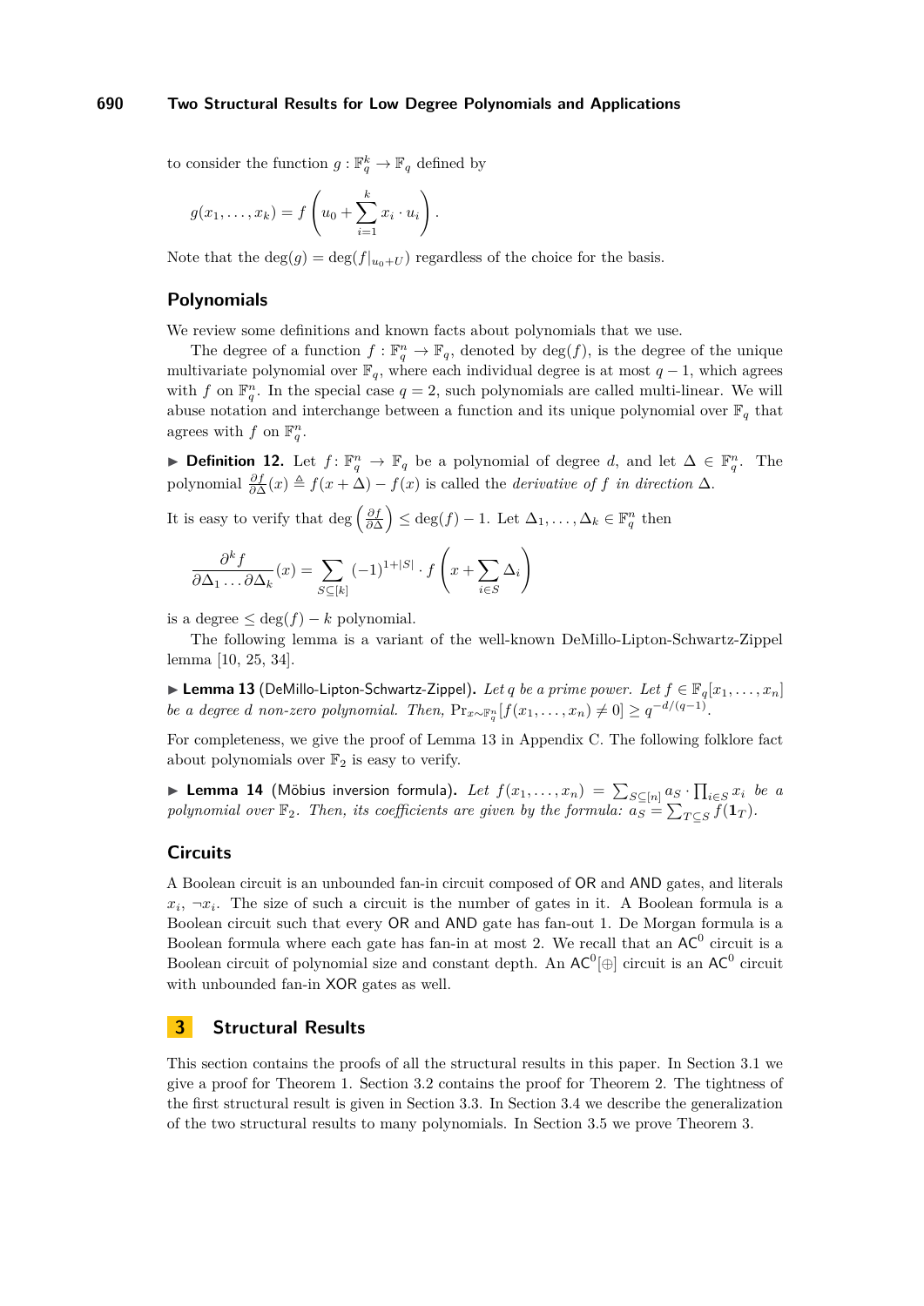to consider the function $g : \mathbb{F}_q^k \to \mathbb{F}_q$ defined by

$$g(x_1, \dots, x_k) = f\left(u_0 + \sum_{i=1}^{k} x_i \cdot u_i\right).$$

Note that the $\deg(g) = \deg(f|_{u_0+U})$ regardless of the choice for the basis.

## Polynomials

We review some definitions and known facts about polynomials that we use.

The degree of a function $f : \mathbb{F}_q^n \to \mathbb{F}_q$, denoted by $\deg(f)$, is the degree of the unique multivariate polynomial over $\mathbb{F}_q$, where each individual degree is at most $q-1$, which agrees with $f$ on $\mathbb{F}_q^n$. In the special case $q = 2$, such polynomials are called multi-linear. We will abuse notation and interchange between a function and its unique polynomial over $\mathbb{F}_q$ that agrees with $f$ on $\mathbb{F}_q^n$.

▶ **Definition 12.** Let $f : \mathbb{F}_q^n \to \mathbb{F}_q$ be a polynomial of degree $d$, and let $\Delta \in \mathbb{F}_q^n$. The polynomial $\frac{\partial f}{\partial \Delta}(x) \triangleq f(x + \Delta) - f(x)$ is called the *derivative of* $f$ *in direction* $\Delta$.

It is easy to verify that $\deg\left(\frac{\partial f}{\partial \Delta}\right) \le \deg(f) - 1$. Let $\Delta_1, \dots, \Delta_k \in \mathbb{F}_q^n$ then

$$\frac{\partial^k f}{\partial \Delta_1 \dots \partial \Delta_k}(x) = \sum_{S \subseteq [k]} (-1)^{1+|S|} \cdot f\left(x + \sum_{i \in S} \Delta_i\right)$$

is a degree $\le \deg(f) - k$ polynomial.

The following lemma is a variant of the well-known DeMillo-Lipton-Schwartz-Zippel lemma [10, 25, 34].

▶ **Lemma 13** (DeMillo-Lipton-Schwartz-Zippel)**.** *Let $q$ be a prime power. Let $f \in \mathbb{F}_q[x_1, \dots, x_n]$ be a degree $d$ non-zero polynomial. Then, $\Pr_{x \sim \mathbb{F}_q^n}[f(x_1, \dots, x_n) \neq 0] \ge q^{-d/(q-1)}$.*

For completeness, we give the proof of Lemma 13 in Appendix C. The following folklore fact about polynomials over $\mathbb{F}_2$ is easy to verify.

▶ **Lemma 14** (Möbius inversion formula)**.** *Let $f(x_1, \dots, x_n) = \sum_{S \subseteq [n]} a_S \cdot \prod_{i \in S} x_i$ be a polynomial over $\mathbb{F}_2$. Then, its coefficients are given by the formula: $a_S = \sum_{T \subseteq S} f(\mathbf{1}_T)$.*

## Circuits

A Boolean circuit is an unbounded fan-in circuit composed of OR and AND gates, and literals $x_i$, $\neg x_i$. The size of such a circuit is the number of gates in it. A Boolean formula is a Boolean circuit such that every OR and AND gate has fan-out 1. De Morgan formula is a Boolean formula where each gate has fan-in at most 2. We recall that an $\mathsf{AC}^0$ circuit is a Boolean circuit of polynomial size and constant depth. An $\mathsf{AC}^0[\oplus]$ circuit is an $\mathsf{AC}^0$ circuit with unbounded fan-in XOR gates as well.

# 3 Structural Results

This section contains the proofs of all the structural results in this paper. In Section 3.1 we give a proof for Theorem 1. Section 3.2 contains the proof for Theorem 2. The tightness of the first structural result is given in Section 3.3. In Section 3.4 we describe the generalization of the two structural results to many polynomials. In Section 3.5 we prove Theorem 3.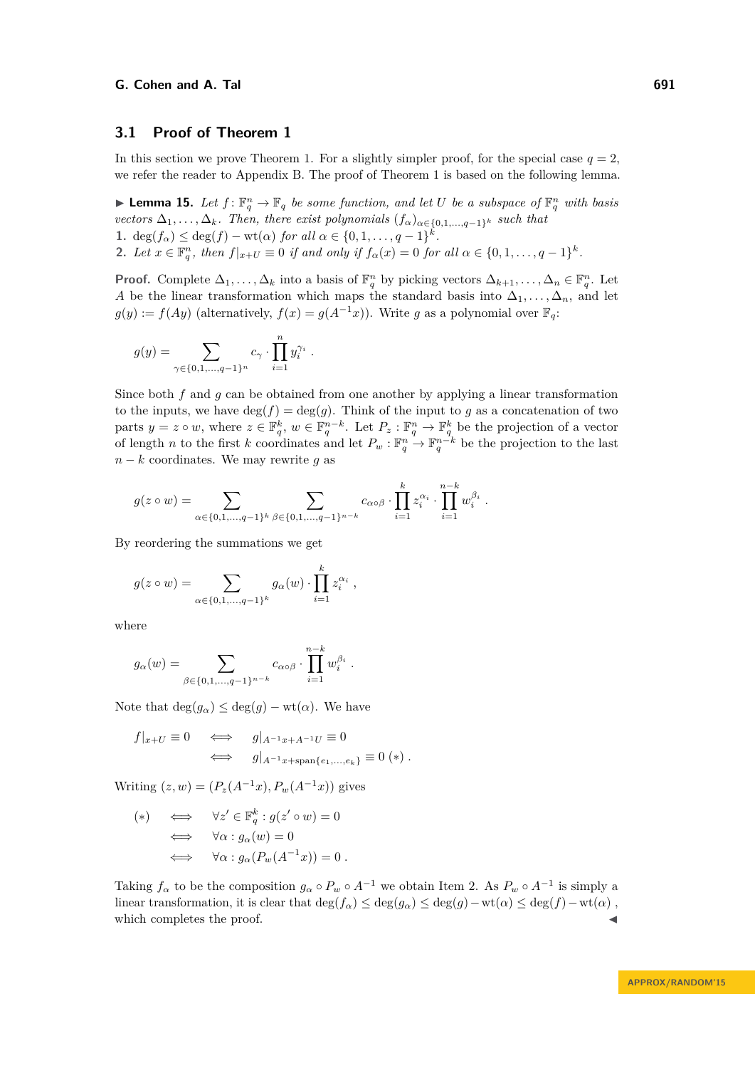### 3.1 Proof of Theorem 1

In this section we prove Theorem 1. For a slightly simpler proof, for the special case $q = 2$, we refer the reader to Appendix B. The proof of Theorem 1 is based on the following lemma.

▶ **Lemma 15.** *Let $f : \mathbb{F}_q^n \to \mathbb{F}_q$ be some function, and let $U$ be a subspace of $\mathbb{F}_q^n$ with basis vectors $\Delta_1, \ldots, \Delta_k$. Then, there exist polynomials $(f_\alpha)_{\alpha \in \{0,1,\ldots,q-1\}^k}$ such that*

1. *$\deg(f_\alpha) \le \deg(f) - \mathrm{wt}(\alpha)$ for all $\alpha \in \{0, 1, \ldots, q-1\}^k$.*
2. *Let $x \in \mathbb{F}_q^n$, then $f|_{x+U} \equiv 0$ if and only if $f_\alpha(x) = 0$ for all $\alpha \in \{0, 1, \ldots, q-1\}^k$.*

**Proof.** Complete $\Delta_1, \ldots, \Delta_k$ into a basis of $\mathbb{F}_q^n$ by picking vectors $\Delta_{k+1}, \ldots, \Delta_n \in \mathbb{F}_q^n$. Let $A$ be the linear transformation which maps the standard basis into $\Delta_1, \ldots, \Delta_n$, and let $g(y) := f(Ay)$ (alternatively, $f(x) = g(A^{-1}x)$). Write $g$ as a polynomial over $\mathbb{F}_q$:

$$g(y) = \sum_{\gamma \in \{0,1,\ldots,q-1\}^n} c_\gamma \cdot \prod_{i=1}^{n} y_i^{\gamma_i} .$$

Since both $f$ and $g$ can be obtained from one another by applying a linear transformation to the inputs, we have $\deg(f) = \deg(g)$. Think of the input to $g$ as a concatenation of two parts $y = z \circ w$, where $z \in \mathbb{F}_q^k$, $w \in \mathbb{F}_q^{n-k}$. Let $P_z : \mathbb{F}_q^n \to \mathbb{F}_q^k$ be the projection of a vector of length $n$ to the first $k$ coordinates and let $P_w : \mathbb{F}_q^n \to \mathbb{F}_q^{n-k}$ be the projection to the last $n - k$ coordinates. We may rewrite $g$ as

$$g(z \circ w) = \sum_{\alpha \in \{0,1,\ldots,q-1\}^k} \sum_{\beta \in \{0,1,\ldots,q-1\}^{n-k}} c_{\alpha \circ \beta} \cdot \prod_{i=1}^{k} z_i^{\alpha_i} \cdot \prod_{i=1}^{n-k} w_i^{\beta_i} .$$

By reordering the summations we get

$$g(z \circ w) = \sum_{\alpha \in \{0,1,\ldots,q-1\}^k} g_\alpha(w) \cdot \prod_{i=1}^{k} z_i^{\alpha_i} ,$$

where

$$g_\alpha(w) = \sum_{\beta \in \{0,1,\ldots,q-1\}^{n-k}} c_{\alpha \circ \beta} \cdot \prod_{i=1}^{n-k} w_i^{\beta_i} .$$

Note that $\deg(g_\alpha) \le \deg(g) - \mathrm{wt}(\alpha)$. We have

$$\begin{aligned} f|_{x+U} \equiv 0 \quad &\iff \quad g|_{A^{-1}x + A^{-1}U} \equiv 0 \\ &\iff \quad g|_{A^{-1}x + \mathrm{span}\{e_1,\ldots,e_k\}} \equiv 0 \ (*) . \end{aligned}$$

Writing $(z, w) = (P_z(A^{-1}x), P_w(A^{-1}x))$ gives

$$\begin{aligned} (*) \quad &\iff \quad \forall z' \in \mathbb{F}_q^k : g(z' \circ w) = 0 \\ &\iff \quad \forall \alpha : g_\alpha(w) = 0 \\ &\iff \quad \forall \alpha : g_\alpha(P_w(A^{-1}x)) = 0 . \end{aligned}$$

Taking $f_\alpha$ to be the composition $g_\alpha \circ P_w \circ A^{-1}$ we obtain Item 2. As $P_w \circ A^{-1}$ is simply a linear transformation, it is clear that $\deg(f_\alpha) \le \deg(g_\alpha) \le \deg(g) - \mathrm{wt}(\alpha) \le \deg(f) - \mathrm{wt}(\alpha)$, which completes the proof. ◀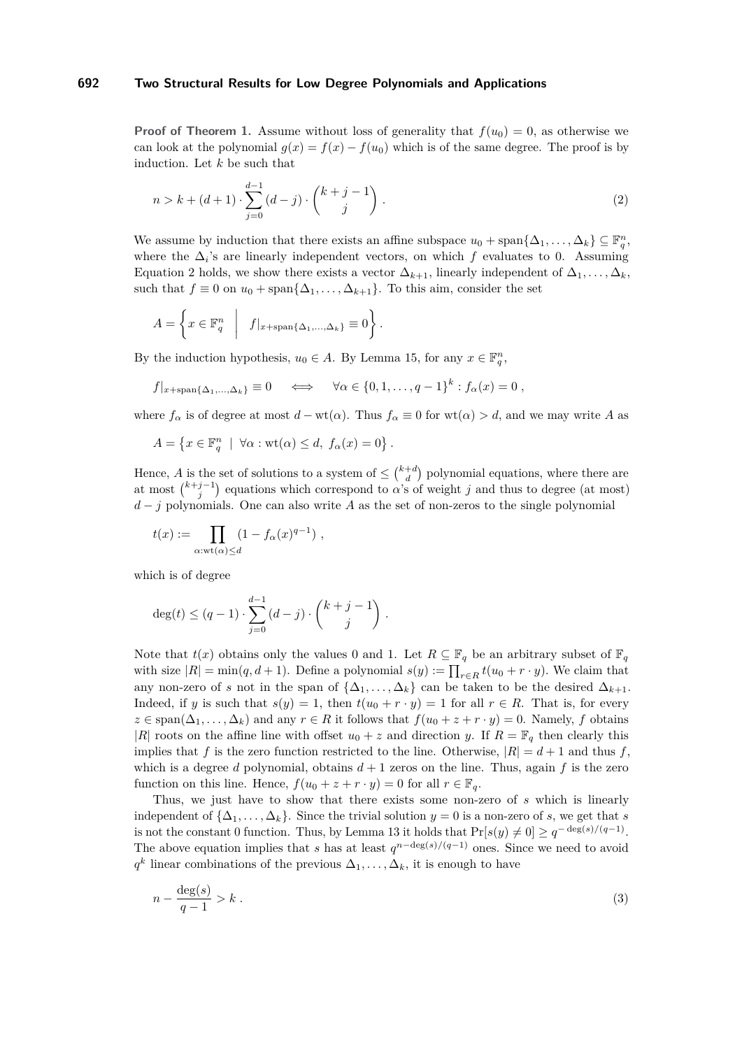**Proof of Theorem 1.** Assume without loss of generality that $f(u_0) = 0$, as otherwise we can look at the polynomial $g(x) = f(x) - f(u_0)$ which is of the same degree. The proof is by induction. Let $k$ be such that

$$n > k + (d+1) \cdot \sum_{j=0}^{d-1} (d-j) \cdot \binom{k+j-1}{j} . \tag{2}$$

We assume by induction that there exists an affine subspace $u_0 + \mathrm{span}\{\Delta_1, \ldots, \Delta_k\} \subseteq \mathbb{F}_q^n$, where the $\Delta_i$'s are linearly independent vectors, on which $f$ evaluates to 0. Assuming Equation 2 holds, we show there exists a vector $\Delta_{k+1}$, linearly independent of $\Delta_1, \ldots, \Delta_k$, such that $f \equiv 0$ on $u_0 + \mathrm{span}\{\Delta_1, \ldots, \Delta_{k+1}\}$. To this aim, consider the set

$$A = \left\{ x \in \mathbb{F}_q^n \;\middle|\; f|_{x+\mathrm{span}\{\Delta_1,\ldots,\Delta_k\}} \equiv 0 \right\} .$$

By the induction hypothesis, $u_0 \in A$. By Lemma 15, for any $x \in \mathbb{F}_q^n$,

$$f|_{x+\mathrm{span}\{\Delta_1,\ldots,\Delta_k\}} \equiv 0 \quad \iff \quad \forall \alpha \in \{0, 1, \ldots, q-1\}^k : f_\alpha(x) = 0 ,$$

where $f_\alpha$ is of degree at most $d - \mathrm{wt}(\alpha)$. Thus $f_\alpha \equiv 0$ for $\mathrm{wt}(\alpha) > d$, and we may write $A$ as

$$A = \left\{ x \in \mathbb{F}_q^n \mid \forall \alpha : \mathrm{wt}(\alpha) \le d,\; f_\alpha(x) = 0 \right\} .$$

Hence, $A$ is the set of solutions to a system of $\le \binom{k+d}{d}$ polynomial equations, where there are at most $\binom{k+j-1}{j}$ equations which correspond to $\alpha$'s of weight $j$ and thus to degree (at most) $d - j$ polynomials. One can also write $A$ as the set of non-zeros to the single polynomial

$$t(x) := \prod_{\alpha:\mathrm{wt}(\alpha)\le d} (1 - f_\alpha(x)^{q-1}) ,$$

which is of degree

$$\deg(t) \le (q-1) \cdot \sum_{j=0}^{d-1} (d-j) \cdot \binom{k+j-1}{j} .$$

Note that $t(x)$ obtains only the values 0 and 1. Let $R \subseteq \mathbb{F}_q$ be an arbitrary subset of $\mathbb{F}_q$ with size $|R| = \min(q, d+1)$. Define a polynomial $s(y) := \prod_{r\in R} t(u_0 + r \cdot y)$. We claim that any non-zero of $s$ not in the span of $\{\Delta_1, \ldots, \Delta_k\}$ can be taken to be the desired $\Delta_{k+1}$. Indeed, if $y$ is such that $s(y) = 1$, then $t(u_0 + r \cdot y) = 1$ for all $r \in R$. That is, for every $z \in \mathrm{span}(\Delta_1, \ldots, \Delta_k)$ and any $r \in R$ it follows that $f(u_0 + z + r \cdot y) = 0$. Namely, $f$ obtains $|R|$ roots on the affine line with offset $u_0 + z$ and direction $y$. If $R = \mathbb{F}_q$ then clearly this implies that $f$ is the zero function restricted to the line. Otherwise, $|R| = d + 1$ and thus $f$, which is a degree $d$ polynomial, obtains $d + 1$ zeros on the line. Thus, again $f$ is the zero function on this line. Hence, $f(u_0 + z + r \cdot y) = 0$ for all $r \in \mathbb{F}_q$.

Thus, we just have to show that there exists some non-zero of $s$ which is linearly independent of $\{\Delta_1, \ldots, \Delta_k\}$. Since the trivial solution $y = 0$ is a non-zero of $s$, we get that $s$ is not the constant 0 function. Thus, by Lemma 13 it holds that $\Pr[s(y) \ne 0] \ge q^{-\deg(s)/(q-1)}$. The above equation implies that $s$ has at least $q^{n-\deg(s)/(q-1)}$ ones. Since we need to avoid $q^k$ linear combinations of the previous $\Delta_1, \ldots, \Delta_k$, it is enough to have

$$n - \frac{\deg(s)}{q-1} > k . \tag{3}$$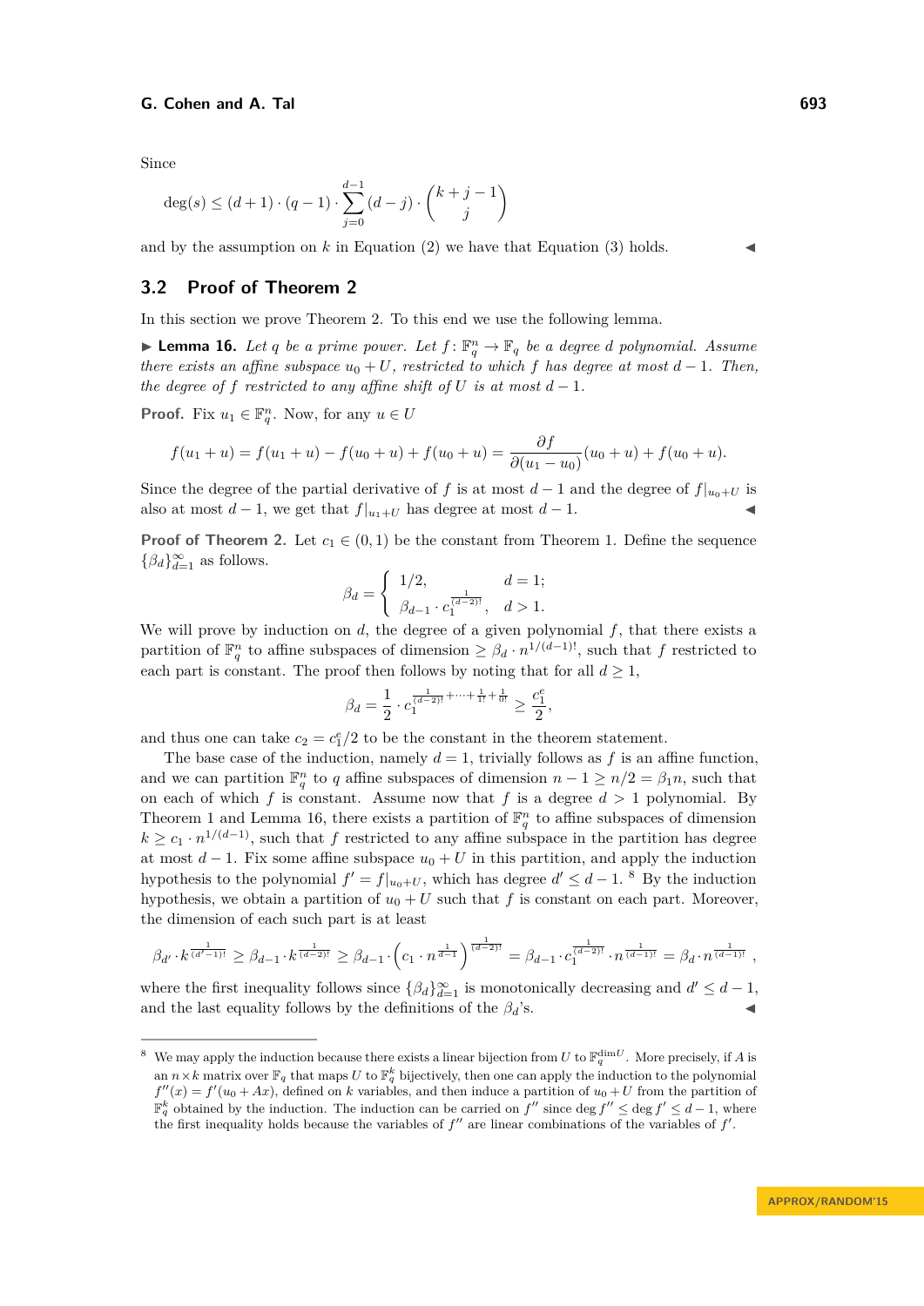Since

$$\deg(s) \le (d+1)\cdot(q-1)\cdot\sum_{j=0}^{d-1}(d-j)\cdot\binom{k+j-1}{j}$$

and by the assumption on $k$ in Equation (2) we have that Equation (3) holds. ◀

## 3.2 Proof of Theorem 2

In this section we prove Theorem 2. To this end we use the following lemma.

▶ **Lemma 16.** *Let $q$ be a prime power. Let $f\colon \mathbb{F}_q^n \to \mathbb{F}_q$ be a degree $d$ polynomial. Assume there exists an affine subspace $u_0+U$, restricted to which $f$ has degree at most $d-1$. Then, the degree of $f$ restricted to any affine shift of $U$ is at most $d-1$.*

**Proof.** Fix $u_1 \in \mathbb{F}_q^n$. Now, for any $u \in U$

$$f(u_1+u) = f(u_1+u) - f(u_0+u) + f(u_0+u) = \frac{\partial f}{\partial(u_1-u_0)}(u_0+u) + f(u_0+u).$$

Since the degree of the partial derivative of $f$ is at most $d-1$ and the degree of $f|_{u_0+U}$ is also at most $d-1$, we get that $f|_{u_1+U}$ has degree at most $d-1$. ◀

**Proof of Theorem 2.** Let $c_1 \in (0,1)$ be the constant from Theorem 1. Define the sequence $\{\beta_d\}_{d=1}^{\infty}$ as follows.

$$\beta_d = \begin{cases} 1/2, & d=1; \\ \beta_{d-1}\cdot c_1^{\frac{1}{(d-2)!}}, & d>1. \end{cases}$$

We will prove by induction on $d$, the degree of a given polynomial $f$, that there exists a partition of $\mathbb{F}_q^n$ to affine subspaces of dimension $\ge \beta_d \cdot n^{1/(d-1)!}$, such that $f$ restricted to each part is constant. The proof then follows by noting that for all $d \ge 1$,

$$\beta_d = \frac{1}{2}\cdot c_1^{\frac{1}{(d-2)!}+\cdots+\frac{1}{1!}+\frac{1}{0!}} \ge \frac{c_1^e}{2},$$

and thus one can take $c_2 = c_1^e/2$ to be the constant in the theorem statement.

The base case of the induction, namely $d=1$, trivially follows as $f$ is an affine function, and we can partition $\mathbb{F}_q^n$ to $q$ affine subspaces of dimension $n-1 \ge n/2 = \beta_1 n$, such that on each of which $f$ is constant. Assume now that $f$ is a degree $d>1$ polynomial. By Theorem 1 and Lemma 16, there exists a partition of $\mathbb{F}_q^n$ to affine subspaces of dimension $k \ge c_1 \cdot n^{1/(d-1)}$, such that $f$ restricted to any affine subspace in the partition has degree at most $d-1$. Fix some affine subspace $u_0+U$ in this partition, and apply the induction hypothesis to the polynomial $f' = f|_{u_0+U}$, which has degree $d' \le d-1$. [8] By the induction hypothesis, we obtain a partition of $u_0+U$ such that $f$ is constant on each part. Moreover, the dimension of each such part is at least

$$\beta_{d'}\cdot k^{\frac{1}{(d'-1)!}} \ge \beta_{d-1}\cdot k^{\frac{1}{(d-2)!}} \ge \beta_{d-1}\cdot\left(c_1\cdot n^{\frac{1}{d-1}}\right)^{\frac{1}{(d-2)!}} = \beta_{d-1}\cdot c_1^{\frac{1}{(d-2)!}}\cdot n^{\frac{1}{(d-1)!}} = \beta_d\cdot n^{\frac{1}{(d-1)!}},$$

where the first inequality follows since $\{\beta_d\}_{d=1}^{\infty}$ is monotonically decreasing and $d' \le d-1$, and the last equality follows by the definitions of the $\beta_d$'s. ◀

---

[8] We may apply the induction because there exists a linear bijection from $U$ to $\mathbb{F}_q^{\dim U}$. More precisely, if $A$ is an $n\times k$ matrix over $\mathbb{F}_q$ that maps $U$ to $\mathbb{F}_q^k$ bijectively, then one can apply the induction to the polynomial $f''(x) = f'(u_0+Ax)$, defined on $k$ variables, and then induce a partition of $u_0+U$ from the partition of $\mathbb{F}_q^k$ obtained by the induction. The induction can be carried on $f''$ since $\deg f'' \le \deg f' \le d-1$, where the first inequality holds because the variables of $f''$ are linear combinations of the variables of $f'$.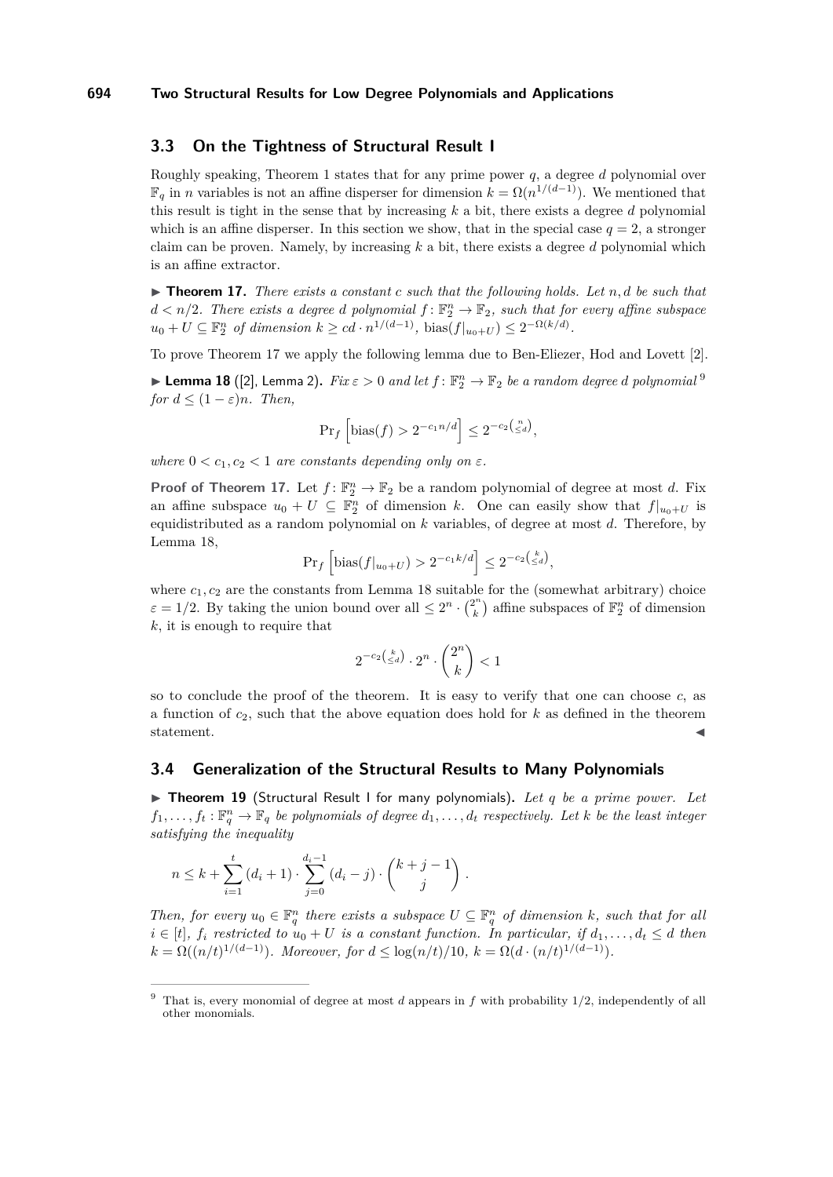## 3.3 On the Tightness of Structural Result I

Roughly speaking, Theorem 1 states that for any prime power $q$, a degree $d$ polynomial over $\mathbb{F}_q$ in $n$ variables is not an affine disperser for dimension $k = \Omega(n^{1/(d-1)})$. We mentioned that this result is tight in the sense that by increasing $k$ a bit, there exists a degree $d$ polynomial which is an affine disperser. In this section we show, that in the special case $q = 2$, a stronger claim can be proven. Namely, by increasing $k$ a bit, there exists a degree $d$ polynomial which is an affine extractor.

▶ **Theorem 17.** *There exists a constant $c$ such that the following holds. Let $n, d$ be such that $d < n/2$. There exists a degree $d$ polynomial $f : \mathbb{F}_2^n \to \mathbb{F}_2$, such that for every affine subspace $u_0 + U \subseteq \mathbb{F}_2^n$ of dimension $k \geq cd \cdot n^{1/(d-1)}$, $\mathrm{bias}(f|_{u_0+U}) \leq 2^{-\Omega(k/d)}$.*

To prove Theorem 17 we apply the following lemma due to Ben-Eliezer, Hod and Lovett [2].

▶ **Lemma 18** ([2], Lemma 2). *Fix $\varepsilon > 0$ and let $f : \mathbb{F}_2^n \to \mathbb{F}_2$ be a random degree $d$ polynomial* [9] *for $d \leq (1-\varepsilon)n$. Then,*

$$\Pr_f\left[\mathrm{bias}(f) > 2^{-c_1 n/d}\right] \leq 2^{-c_2\binom{n}{\leq d}},$$

*where $0 < c_1, c_2 < 1$ are constants depending only on $\varepsilon$.*

**Proof of Theorem 17.** Let $f : \mathbb{F}_2^n \to \mathbb{F}_2$ be a random polynomial of degree at most $d$. Fix an affine subspace $u_0 + U \subseteq \mathbb{F}_2^n$ of dimension $k$. One can easily show that $f|_{u_0+U}$ is equidistributed as a random polynomial on $k$ variables, of degree at most $d$. Therefore, by Lemma 18,

$$\Pr_f\left[\mathrm{bias}(f|_{u_0+U}) > 2^{-c_1 k/d}\right] \leq 2^{-c_2\binom{k}{\leq d}},$$

where $c_1, c_2$ are the constants from Lemma 18 suitable for the (somewhat arbitrary) choice $\varepsilon = 1/2$. By taking the union bound over all $\leq 2^n \cdot \binom{2^n}{k}$ affine subspaces of $\mathbb{F}_2^n$ of dimension $k$, it is enough to require that

$$2^{-c_2\binom{k}{\leq d}} \cdot 2^n \cdot \binom{2^n}{k} < 1$$

so to conclude the proof of the theorem. It is easy to verify that one can choose $c$, as a function of $c_2$, such that the above equation does hold for $k$ as defined in the theorem statement. ◀

## 3.4 Generalization of the Structural Results to Many Polynomials

▶ **Theorem 19** (Structural Result I for many polynomials). *Let $q$ be a prime power. Let $f_1, \ldots, f_t : \mathbb{F}_q^n \to \mathbb{F}_q$ be polynomials of degree $d_1, \ldots, d_t$ respectively. Let $k$ be the least integer satisfying the inequality*

$$n \leq k + \sum_{i=1}^{t} (d_i + 1) \cdot \sum_{j=0}^{d_i - 1} (d_i - j) \cdot \binom{k+j-1}{j}.$$

*Then, for every $u_0 \in \mathbb{F}_q^n$ there exists a subspace $U \subseteq \mathbb{F}_q^n$ of dimension $k$, such that for all $i \in [t]$, $f_i$ restricted to $u_0 + U$ is a constant function. In particular, if $d_1, \ldots, d_t \leq d$ then $k = \Omega((n/t)^{1/(d-1)})$. Moreover, for $d \leq \log(n/t)/10$, $k = \Omega(d \cdot (n/t)^{1/(d-1)})$.*

---

[9] That is, every monomial of degree at most $d$ appears in $f$ with probability 1/2, independently of all other monomials.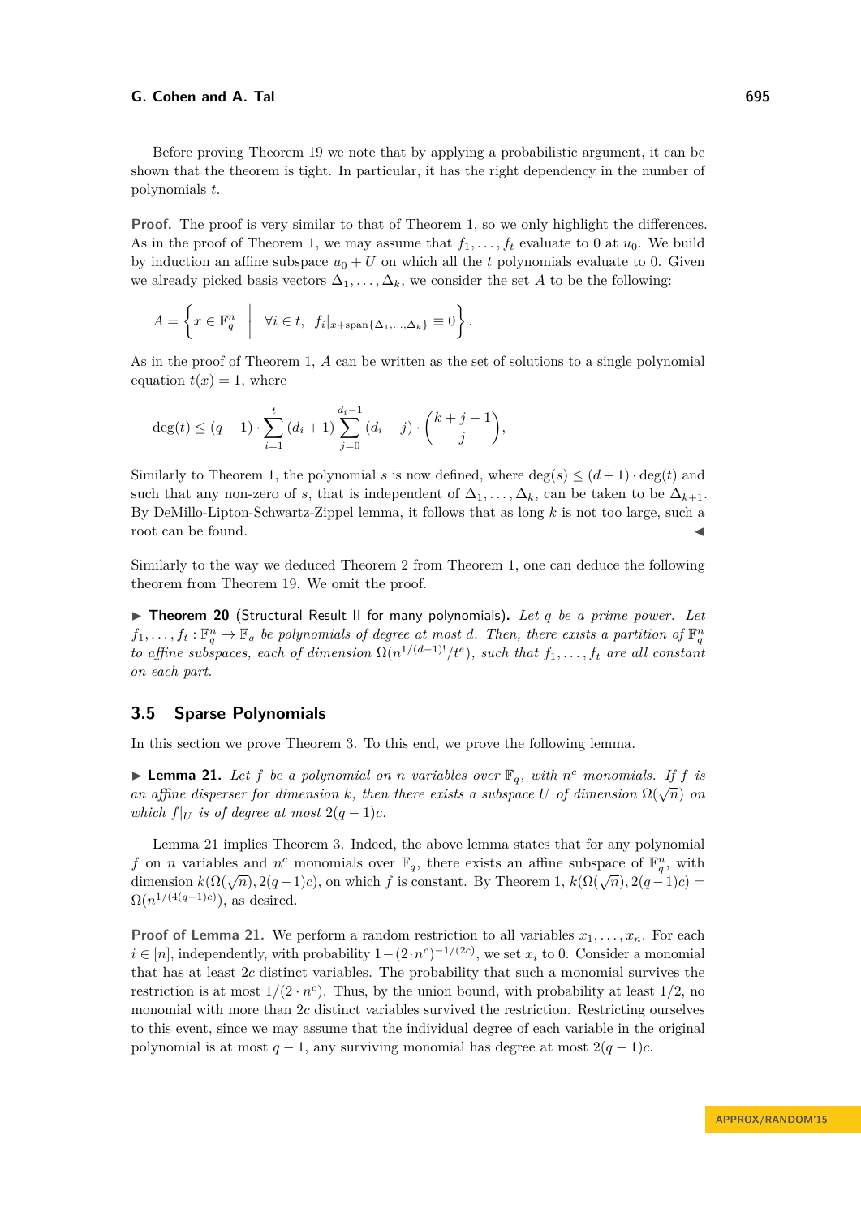Before proving Theorem 19 we note that by applying a probabilistic argument, it can be shown that the theorem is tight. In particular, it has the right dependency in the number of polynomials $t$.

**Proof.** The proof is very similar to that of Theorem 1, so we only highlight the differences. As in the proof of Theorem 1, we may assume that $f_1, \ldots, f_t$ evaluate to 0 at $u_0$. We build by induction an affine subspace $u_0 + U$ on which all the $t$ polynomials evaluate to 0. Given we already picked basis vectors $\Delta_1, \ldots, \Delta_k$, we consider the set $A$ to be the following:

$$A = \left\{ x \in \mathbb{F}_q^n \;\middle|\; \forall i \in t,\ f_i|_{x+\mathrm{span}\{\Delta_1,\ldots,\Delta_k\}} \equiv 0 \right\}.$$

As in the proof of Theorem 1, $A$ can be written as the set of solutions to a single polynomial equation $t(x) = 1$, where

$$\deg(t) \le (q-1) \cdot \sum_{i=1}^{t} (d_i + 1) \sum_{j=0}^{d_i - 1} (d_i - j) \cdot \binom{k+j-1}{j},$$

Similarly to Theorem 1, the polynomial $s$ is now defined, where $\deg(s) \le (d+1) \cdot \deg(t)$ and such that any non-zero of $s$, that is independent of $\Delta_1, \ldots, \Delta_k$, can be taken to be $\Delta_{k+1}$. By DeMillo-Lipton-Schwartz-Zippel lemma, it follows that as long $k$ is not too large, such a root can be found. ◀

Similarly to the way we deduced Theorem 2 from Theorem 1, one can deduce the following theorem from Theorem 19. We omit the proof.

▶ **Theorem 20** (Structural Result II for many polynomials)**.** *Let $q$ be a prime power. Let $f_1, \ldots, f_t : \mathbb{F}_q^n \to \mathbb{F}_q$ be polynomials of degree at most $d$. Then, there exists a partition of $\mathbb{F}_q^n$ to affine subspaces, each of dimension $\Omega(n^{1/(d-1)!}/t^e)$, such that $f_1, \ldots, f_t$ are all constant on each part.*

## 3.5 Sparse Polynomials

In this section we prove Theorem 3. To this end, we prove the following lemma.

▶ **Lemma 21.** *Let $f$ be a polynomial on $n$ variables over $\mathbb{F}_q$, with $n^c$ monomials. If $f$ is an affine disperser for dimension $k$, then there exists a subspace $U$ of dimension $\Omega(\sqrt{n})$ on which $f|_U$ is of degree at most $2(q-1)c$.*

Lemma 21 implies Theorem 3. Indeed, the above lemma states that for any polynomial $f$ on $n$ variables and $n^c$ monomials over $\mathbb{F}_q$, there exists an affine subspace of $\mathbb{F}_q^n$, with dimension $k(\Omega(\sqrt{n}), 2(q-1)c)$, on which $f$ is constant. By Theorem 1, $k(\Omega(\sqrt{n}), 2(q-1)c) = \Omega(n^{1/(4(q-1)c)})$, as desired.

**Proof of Lemma 21.** We perform a random restriction to all variables $x_1, \ldots, x_n$. For each $i \in [n]$, independently, with probability $1 - (2 \cdot n^c)^{-1/(2c)}$, we set $x_i$ to 0. Consider a monomial that has at least $2c$ distinct variables. The probability that such a monomial survives the restriction is at most $1/(2 \cdot n^c)$. Thus, by the union bound, with probability at least $1/2$, no monomial with more than $2c$ distinct variables survived the restriction. Restricting ourselves to this event, since we may assume that the individual degree of each variable in the original polynomial is at most $q-1$, any surviving monomial has degree at most $2(q-1)c$.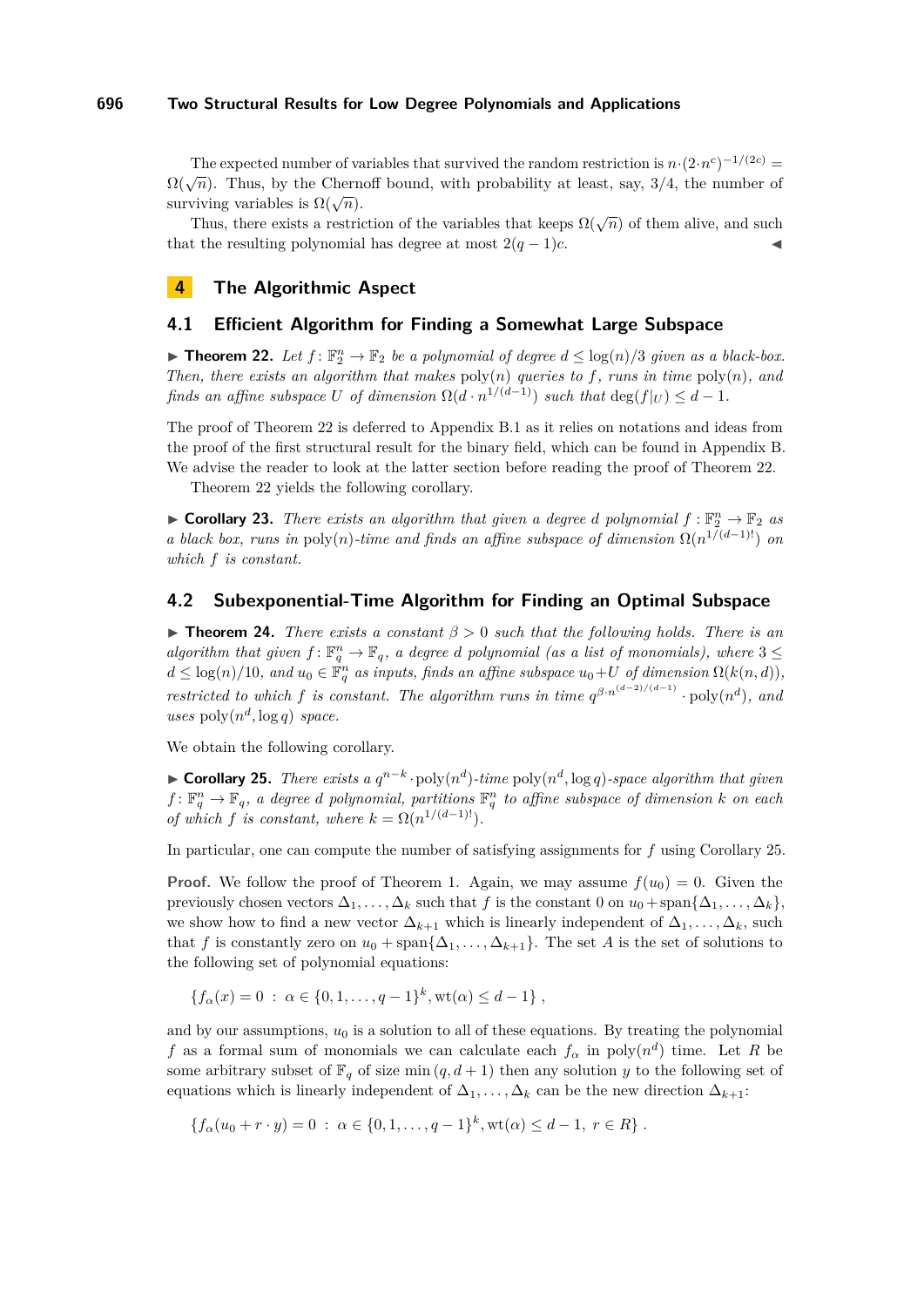The expected number of variables that survived the random restriction is $n \cdot (2 \cdot n^c)^{-1/(2c)} = \Omega(\sqrt{n})$. Thus, by the Chernoff bound, with probability at least, say, 3/4, the number of surviving variables is $\Omega(\sqrt{n})$.

Thus, there exists a restriction of the variables that keeps $\Omega(\sqrt{n})$ of them alive, and such that the resulting polynomial has degree at most $2(q-1)c$. ◀

# 4 The Algorithmic Aspect

## 4.1 Efficient Algorithm for Finding a Somewhat Large Subspace

▶ **Theorem 22.** *Let $f \colon \mathbb{F}_2^n \to \mathbb{F}_2$ be a polynomial of degree $d \le \log(n)/3$ given as a black-box. Then, there exists an algorithm that makes $\mathrm{poly}(n)$ queries to $f$, runs in time $\mathrm{poly}(n)$, and finds an affine subspace $U$ of dimension $\Omega(d \cdot n^{1/(d-1)})$ such that $\deg(f|_U) \le d-1$.*

The proof of Theorem 22 is deferred to Appendix B.1 as it relies on notations and ideas from the proof of the first structural result for the binary field, which can be found in Appendix B. We advise the reader to look at the latter section before reading the proof of Theorem 22.

Theorem 22 yields the following corollary.

▶ **Corollary 23.** *There exists an algorithm that given a degree $d$ polynomial $f : \mathbb{F}_2^n \to \mathbb{F}_2$ as a black box, runs in $\mathrm{poly}(n)$-time and finds an affine subspace of dimension $\Omega(n^{1/(d-1)!})$ on which $f$ is constant.*

## 4.2 Subexponential-Time Algorithm for Finding an Optimal Subspace

▶ **Theorem 24.** *There exists a constant $\beta > 0$ such that the following holds. There is an algorithm that given $f \colon \mathbb{F}_q^n \to \mathbb{F}_q$, a degree $d$ polynomial (as a list of monomials), where $3 \le d \le \log(n)/10$, and $u_0 \in \mathbb{F}_q^n$ as inputs, finds an affine subspace $u_0 + U$ of dimension $\Omega(k(n,d))$, restricted to which $f$ is constant. The algorithm runs in time $q^{\beta \cdot n^{(d-2)/(d-1)}} \cdot \mathrm{poly}(n^d)$, and uses $\mathrm{poly}(n^d, \log q)$ space.*

We obtain the following corollary.

▶ **Corollary 25.** *There exists a $q^{n-k} \cdot \mathrm{poly}(n^d)$-time $\mathrm{poly}(n^d, \log q)$-space algorithm that given $f \colon \mathbb{F}_q^n \to \mathbb{F}_q$, a degree $d$ polynomial, partitions $\mathbb{F}_q^n$ to affine subspace of dimension $k$ on each of which $f$ is constant, where $k = \Omega(n^{1/(d-1)!})$.*

In particular, one can compute the number of satisfying assignments for $f$ using Corollary 25.

**Proof.** We follow the proof of Theorem 1. Again, we may assume $f(u_0) = 0$. Given the previously chosen vectors $\Delta_1, \dots, \Delta_k$ such that $f$ is the constant 0 on $u_0 + \mathrm{span}\{\Delta_1, \dots, \Delta_k\}$, we show how to find a new vector $\Delta_{k+1}$ which is linearly independent of $\Delta_1, \dots, \Delta_k$, such that $f$ is constantly zero on $u_0 + \mathrm{span}\{\Delta_1, \dots, \Delta_{k+1}\}$. The set $A$ is the set of solutions to the following set of polynomial equations:

$$\{f_\alpha(x) = 0 \ : \ \alpha \in \{0, 1, \dots, q-1\}^k, \mathrm{wt}(\alpha) \le d-1\} \, ,$$

and by our assumptions, $u_0$ is a solution to all of these equations. By treating the polynomial $f$ as a formal sum of monomials we can calculate each $f_\alpha$ in $\mathrm{poly}(n^d)$ time. Let $R$ be some arbitrary subset of $\mathbb{F}_q$ of size $\min(q, d+1)$ then any solution $y$ to the following set of equations which is linearly independent of $\Delta_1, \dots, \Delta_k$ can be the new direction $\Delta_{k+1}$:

$$\{f_\alpha(u_0 + r \cdot y) = 0 \ : \ \alpha \in \{0, 1, \dots, q-1\}^k, \mathrm{wt}(\alpha) \le d-1, \ r \in R\} \, .$$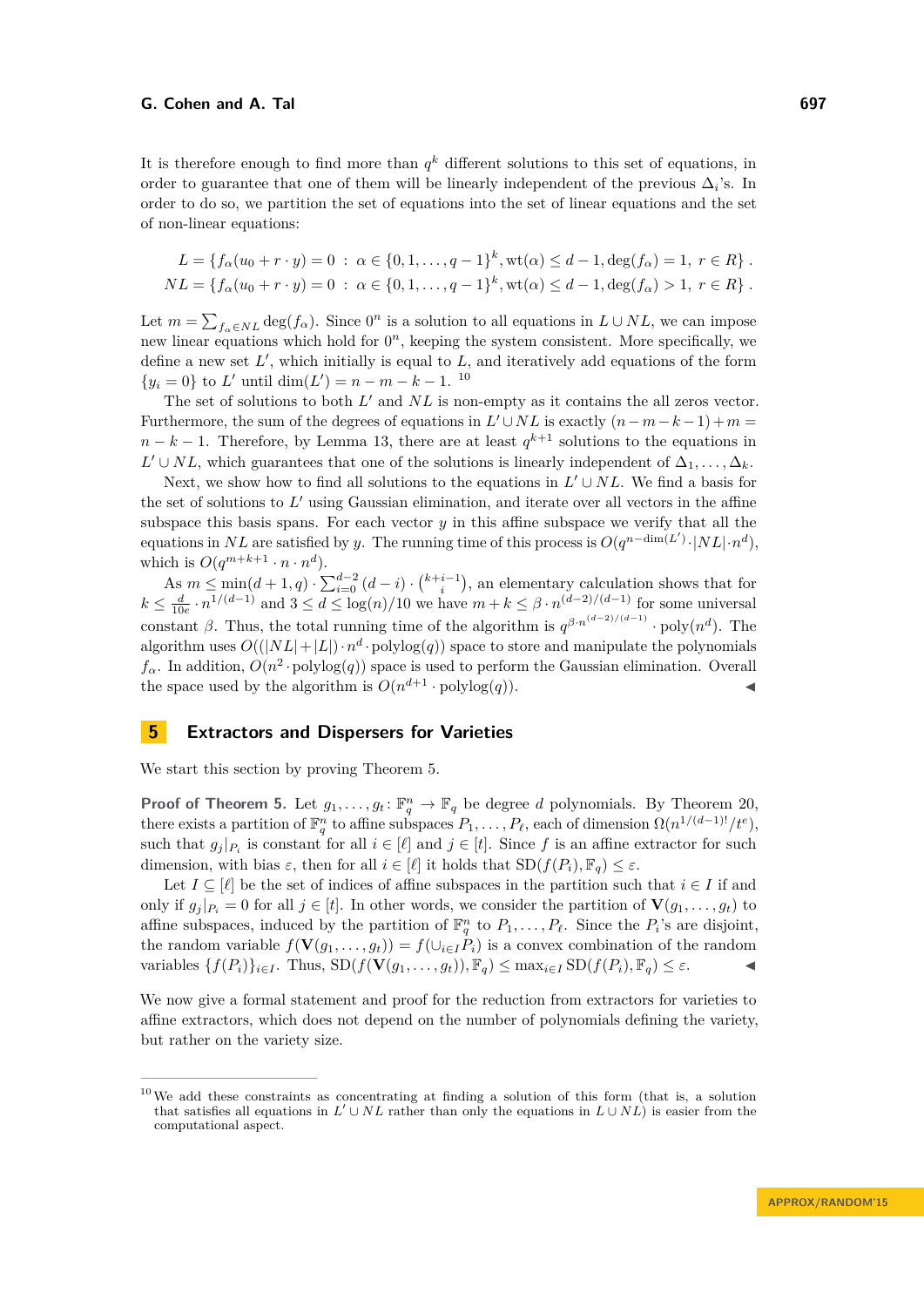It is therefore enough to find more than $q^k$ different solutions to this set of equations, in order to guarantee that one of them will be linearly independent of the previous $\Delta_i$'s. In order to do so, we partition the set of equations into the set of linear equations and the set of non-linear equations:

$$L = \{f_\alpha(u_0 + r \cdot y) = 0 \ : \ \alpha \in \{0, 1, \dots, q-1\}^k, \mathrm{wt}(\alpha) \le d-1, \deg(f_\alpha) = 1, \ r \in R\} \ .$$
$$NL = \{f_\alpha(u_0 + r \cdot y) = 0 \ : \ \alpha \in \{0, 1, \dots, q-1\}^k, \mathrm{wt}(\alpha) \le d-1, \deg(f_\alpha) > 1, \ r \in R\} \ .$$

Let $m = \sum_{f_\alpha \in NL} \deg(f_\alpha)$. Since $0^n$ is a solution to all equations in $L \cup NL$, we can impose new linear equations which hold for $0^n$, keeping the system consistent. More specifically, we define a new set $L'$, which initially is equal to $L$, and iteratively add equations of the form $\{y_i = 0\}$ to $L'$ until $\dim(L') = n - m - k - 1$. [10]

The set of solutions to both $L'$ and $NL$ is non-empty as it contains the all zeros vector. Furthermore, the sum of the degrees of equations in $L' \cup NL$ is exactly $(n - m - k - 1) + m = n - k - 1$. Therefore, by Lemma 13, there are at least $q^{k+1}$ solutions to the equations in $L' \cup NL$, which guarantees that one of the solutions is linearly independent of $\Delta_1, \dots, \Delta_k$.

Next, we show how to find all solutions to the equations in $L' \cup NL$. We find a basis for the set of solutions to $L'$ using Gaussian elimination, and iterate over all vectors in the affine subspace this basis spans. For each vector $y$ in this affine subspace we verify that all the equations in $NL$ are satisfied by $y$. The running time of this process is $O(q^{n-\dim(L')} \cdot |NL| \cdot n^d)$, which is $O(q^{m+k+1} \cdot n \cdot n^d)$.

As $m \le \min(d+1, q) \cdot \sum_{i=0}^{d-2} (d-i) \cdot \binom{k+i-1}{i}$, an elementary calculation shows that for $k \le \frac{d}{10e} \cdot n^{1/(d-1)}$ and $3 \le d \le \log(n)/10$ we have $m + k \le \beta \cdot n^{(d-2)/(d-1)}$ for some universal constant $\beta$. Thus, the total running time of the algorithm is $q^{\beta \cdot n^{(d-2)/(d-1)}} \cdot \mathrm{poly}(n^d)$. The algorithm uses $O((|NL| + |L|) \cdot n^d \cdot \mathrm{polylog}(q))$ space to store and manipulate the polynomials $f_\alpha$. In addition, $O(n^2 \cdot \mathrm{polylog}(q))$ space is used to perform the Gaussian elimination. Overall the space used by the algorithm is $O(n^{d+1} \cdot \mathrm{polylog}(q))$. ◀

## 5 Extractors and Dispersers for Varieties

We start this section by proving Theorem 5.

**Proof of Theorem 5.** Let $g_1, \dots, g_t \colon \mathbb{F}_q^n \to \mathbb{F}_q$ be degree $d$ polynomials. By Theorem 20, there exists a partition of $\mathbb{F}_q^n$ to affine subspaces $P_1, \dots, P_\ell$, each of dimension $\Omega(n^{1/(d-1)!}/t^e)$, such that $g_j|_{P_i}$ is constant for all $i \in [\ell]$ and $j \in [t]$. Since $f$ is an affine extractor for such dimension, with bias $\varepsilon$, then for all $i \in [\ell]$ it holds that $\mathrm{SD}(f(P_i), \mathbb{F}_q) \le \varepsilon$.

Let $I \subseteq [\ell]$ be the set of indices of affine subspaces in the partition such that $i \in I$ if and only if $g_j|_{P_i} = 0$ for all $j \in [t]$. In other words, we consider the partition of $\mathbf{V}(g_1, \dots, g_t)$ to affine subspaces, induced by the partition of $\mathbb{F}_q^n$ to $P_1, \dots, P_\ell$. Since the $P_i$'s are disjoint, the random variable $f(\mathbf{V}(g_1, \dots, g_t)) = f(\cup_{i \in I} P_i)$ is a convex combination of the random variables $\{f(P_i)\}_{i \in I}$. Thus, $\mathrm{SD}(f(\mathbf{V}(g_1, \dots, g_t)), \mathbb{F}_q) \le \max_{i \in I} \mathrm{SD}(f(P_i), \mathbb{F}_q) \le \varepsilon$. ◀

We now give a formal statement and proof for the reduction from extractors for varieties to affine extractors, which does not depend on the number of polynomials defining the variety, but rather on the variety size.

---

[10] We add these constraints as concentrating at finding a solution of this form (that is, a solution that satisfies all equations in $L' \cup NL$ rather than only the equations in $L \cup NL$) is easier from the computational aspect.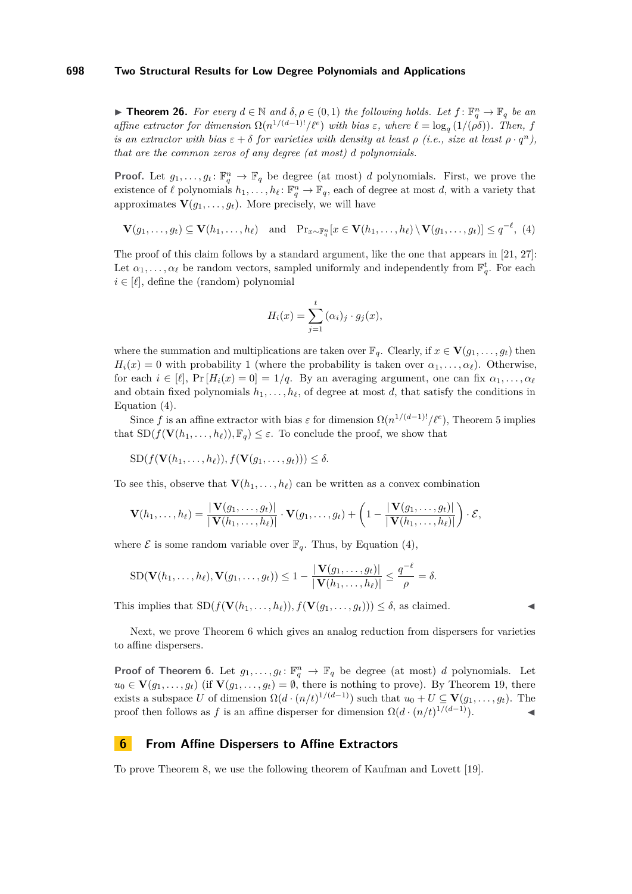▶ **Theorem 26.** *For every $d \in \mathbb{N}$ and $\delta, \rho \in (0,1)$ the following holds. Let $f \colon \mathbb{F}_q^n \to \mathbb{F}_q$ be an affine extractor for dimension $\Omega(n^{1/(d-1)!}/\ell^e)$ with bias $\varepsilon$, where $\ell = \log_q(1/(\rho\delta))$. Then, $f$ is an extractor with bias $\varepsilon + \delta$ for varieties with density at least $\rho$ (i.e., size at least $\rho \cdot q^n$), that are the common zeros of any degree (at most) $d$ polynomials.*

**Proof.** Let $g_1, \dots, g_t \colon \mathbb{F}_q^n \to \mathbb{F}_q$ be degree (at most) $d$ polynomials. First, we prove the existence of $\ell$ polynomials $h_1, \dots, h_\ell \colon \mathbb{F}_q^n \to \mathbb{F}_q$, each of degree at most $d$, with a variety that approximates $\mathbf{V}(g_1, \dots, g_t)$. More precisely, we will have

$$\mathbf{V}(g_1, \dots, g_t) \subseteq \mathbf{V}(h_1, \dots, h_\ell) \quad \text{and} \quad \Pr_{x \sim \mathbb{F}_q^n}[x \in \mathbf{V}(h_1, \dots, h_\ell) \setminus \mathbf{V}(g_1, \dots, g_t)] \le q^{-\ell}, \tag{4}$$

The proof of this claim follows by a standard argument, like the one that appears in [21, 27]: Let $\alpha_1, \dots, \alpha_\ell$ be random vectors, sampled uniformly and independently from $\mathbb{F}_q^t$. For each $i \in [\ell]$, define the (random) polynomial

$$H_i(x) = \sum_{j=1}^{t} (\alpha_i)_j \cdot g_j(x),$$

where the summation and multiplications are taken over $\mathbb{F}_q$. Clearly, if $x \in \mathbf{V}(g_1, \dots, g_t)$ then $H_i(x) = 0$ with probability 1 (where the probability is taken over $\alpha_1, \dots, \alpha_\ell$). Otherwise, for each $i \in [\ell]$, $\Pr[H_i(x) = 0] = 1/q$. By an averaging argument, one can fix $\alpha_1, \dots, \alpha_\ell$ and obtain fixed polynomials $h_1, \dots, h_\ell$, of degree at most $d$, that satisfy the conditions in Equation (4).

Since $f$ is an affine extractor with bias $\varepsilon$ for dimension $\Omega(n^{1/(d-1)!}/\ell^e)$, Theorem 5 implies that $\mathrm{SD}(f(\mathbf{V}(h_1, \dots, h_\ell)), \mathbb{F}_q) \le \varepsilon$. To conclude the proof, we show that

$$\mathrm{SD}(f(\mathbf{V}(h_1, \dots, h_\ell)), f(\mathbf{V}(g_1, \dots, g_t))) \le \delta.$$

To see this, observe that $\mathbf{V}(h_1, \dots, h_\ell)$ can be written as a convex combination

$$\mathbf{V}(h_1, \dots, h_\ell) = \frac{|\mathbf{V}(g_1, \dots, g_t)|}{|\mathbf{V}(h_1, \dots, h_\ell)|} \cdot \mathbf{V}(g_1, \dots, g_t) + \left(1 - \frac{|\mathbf{V}(g_1, \dots, g_t)|}{|\mathbf{V}(h_1, \dots, h_\ell)|}\right) \cdot \mathcal{E},$$

where $\mathcal{E}$ is some random variable over $\mathbb{F}_q$. Thus, by Equation (4),

$$\mathrm{SD}(\mathbf{V}(h_1, \dots, h_\ell), \mathbf{V}(g_1, \dots, g_t)) \le 1 - \frac{|\mathbf{V}(g_1, \dots, g_t)|}{|\mathbf{V}(h_1, \dots, h_\ell)|} \le \frac{q^{-\ell}}{\rho} = \delta.$$

This implies that $\mathrm{SD}(f(\mathbf{V}(h_1, \dots, h_\ell)), f(\mathbf{V}(g_1, \dots, g_t))) \le \delta$, as claimed. ◀

Next, we prove Theorem 6 which gives an analog reduction from dispersers for varieties to affine dispersers.

**Proof of Theorem 6.** Let $g_1, \dots, g_t \colon \mathbb{F}_q^n \to \mathbb{F}_q$ be degree (at most) $d$ polynomials. Let $u_0 \in \mathbf{V}(g_1, \dots, g_t)$ (if $\mathbf{V}(g_1, \dots, g_t) = \emptyset$, there is nothing to prove). By Theorem 19, there exists a subspace $U$ of dimension $\Omega(d \cdot (n/t)^{1/(d-1)})$ such that $u_0 + U \subseteq \mathbf{V}(g_1, \dots, g_t)$. The proof then follows as $f$ is an affine disperser for dimension $\Omega(d \cdot (n/t)^{1/(d-1)})$. ◀

## 6 From Affine Dispersers to Affine Extractors

To prove Theorem 8, we use the following theorem of Kaufman and Lovett [19].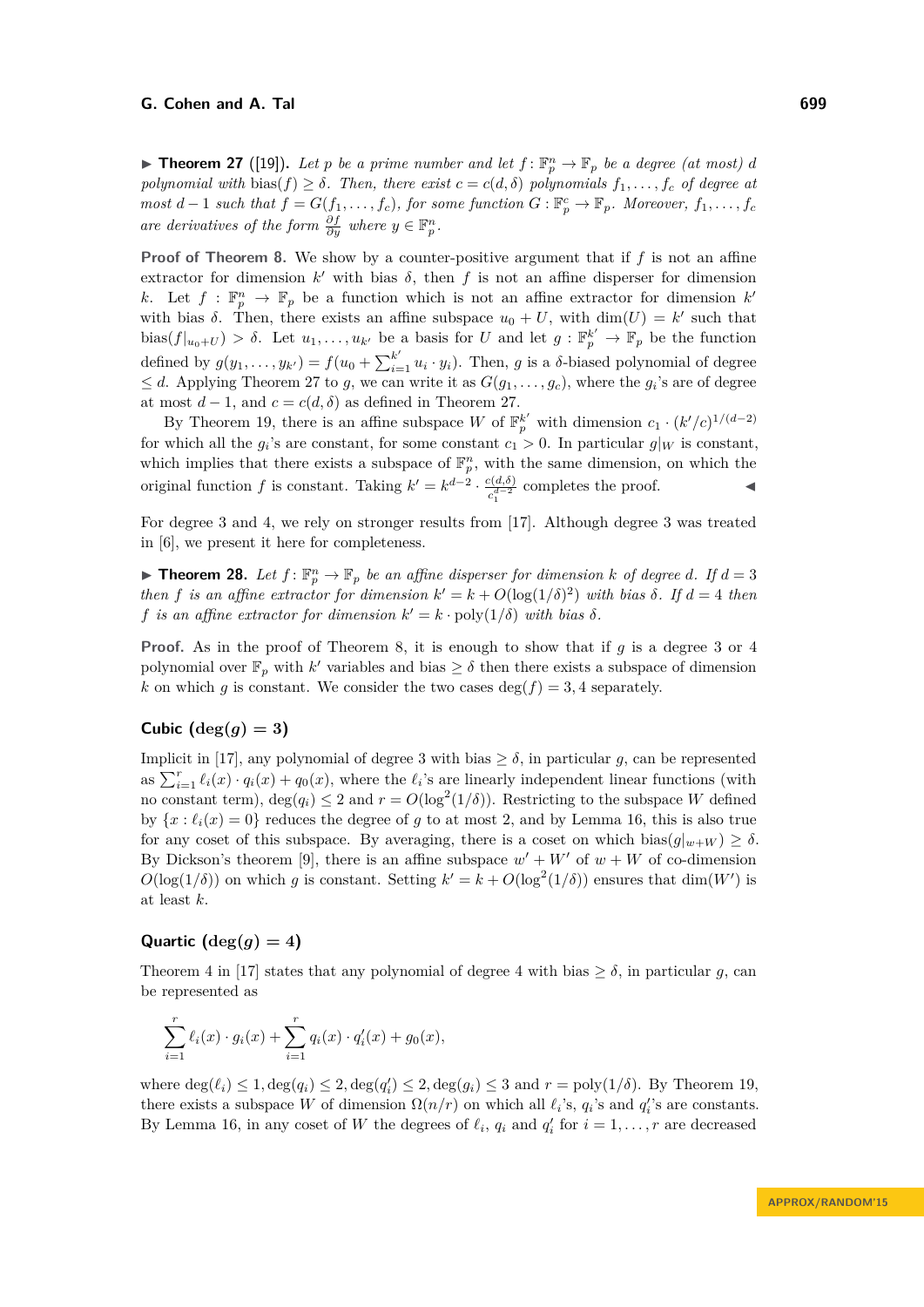▶ **Theorem 27** ([19]). *Let $p$ be a prime number and let $f\colon \mathbb{F}_p^n \to \mathbb{F}_p$ be a degree (at most) $d$ polynomial with $\text{bias}(f) \geq \delta$. Then, there exist $c = c(d,\delta)$ polynomials $f_1,\dots,f_c$ of degree at most $d-1$ such that $f = G(f_1,\dots,f_c)$, for some function $G\colon \mathbb{F}_p^c \to \mathbb{F}_p$. Moreover, $f_1,\dots,f_c$ are derivatives of the form $\frac{\partial f}{\partial y}$ where $y \in \mathbb{F}_p^n$.*

**Proof of Theorem 8.** We show by a counter-positive argument that if $f$ is not an affine extractor for dimension $k'$ with bias $\delta$, then $f$ is not an affine disperser for dimension $k$. Let $f : \mathbb{F}_p^n \to \mathbb{F}_p$ be a function which is not an affine extractor for dimension $k'$ with bias $\delta$. Then, there exists an affine subspace $u_0 + U$, with $\dim(U) = k'$ such that $\text{bias}(f|_{u_0+U}) > \delta$. Let $u_1,\dots,u_{k'}$ be a basis for $U$ and let $g : \mathbb{F}_p^{k'} \to \mathbb{F}_p$ be the function defined by $g(y_1,\dots,y_{k'}) = f(u_0 + \sum_{i=1}^{k'} u_i \cdot y_i)$. Then, $g$ is a $\delta$-biased polynomial of degree $\leq d$. Applying Theorem 27 to $g$, we can write it as $G(g_1,\dots,g_c)$, where the $g_i$'s are of degree at most $d-1$, and $c = c(d,\delta)$ as defined in Theorem 27.

By Theorem 19, there is an affine subspace $W$ of $\mathbb{F}_p^{k'}$ with dimension $c_1 \cdot (k'/c)^{1/(d-2)}$ for which all the $g_i$'s are constant, for some constant $c_1 > 0$. In particular $g|_W$ is constant, which implies that there exists a subspace of $\mathbb{F}_p^n$, with the same dimension, on which the original function $f$ is constant. Taking $k' = k^{d-2} \cdot \frac{c(d,\delta)}{c_1^{d-2}}$ completes the proof. ◀

For degree 3 and 4, we rely on stronger results from [17]. Although degree 3 was treated in [6], we present it here for completeness.

▶ **Theorem 28.** *Let $f\colon \mathbb{F}_p^n \to \mathbb{F}_p$ be an affine disperser for dimension $k$ of degree $d$. If $d = 3$ then $f$ is an affine extractor for dimension $k' = k + O(\log(1/\delta)^2)$ with bias $\delta$. If $d = 4$ then $f$ is an affine extractor for dimension $k' = k \cdot \text{poly}(1/\delta)$ with bias $\delta$.*

**Proof.** As in the proof of Theorem 8, it is enough to show that if $g$ is a degree 3 or 4 polynomial over $\mathbb{F}_p$ with $k'$ variables and bias $\geq \delta$ then there exists a subspace of dimension $k$ on which $g$ is constant. We consider the two cases $\deg(f) = 3, 4$ separately.

### Cubic ($\deg(g) = 3$)

Implicit in [17], any polynomial of degree 3 with bias $\geq \delta$, in particular $g$, can be represented as $\sum_{i=1}^{r} \ell_i(x) \cdot q_i(x) + q_0(x)$, where the $\ell_i$'s are linearly independent linear functions (with no constant term), $\deg(q_i) \leq 2$ and $r = O(\log^2(1/\delta))$. Restricting to the subspace $W$ defined by $\{x : \ell_i(x) = 0\}$ reduces the degree of $g$ to at most 2, and by Lemma 16, this is also true for any coset of this subspace. By averaging, there is a coset on which $\text{bias}(g|_{w+W}) \geq \delta$. By Dickson's theorem [9], there is an affine subspace $w' + W'$ of $w + W$ of co-dimension $O(\log(1/\delta))$ on which $g$ is constant. Setting $k' = k + O(\log^2(1/\delta))$ ensures that $\dim(W')$ is at least $k$.

### Quartic ($\deg(g) = 4$)

Theorem 4 in [17] states that any polynomial of degree 4 with bias $\geq \delta$, in particular $g$, can be represented as

$$\sum_{i=1}^{r} \ell_i(x) \cdot g_i(x) + \sum_{i=1}^{r} q_i(x) \cdot q_i'(x) + g_0(x),$$

where $\deg(\ell_i) \leq 1, \deg(q_i) \leq 2, \deg(q_i') \leq 2, \deg(g_i) \leq 3$ and $r = \text{poly}(1/\delta)$. By Theorem 19, there exists a subspace $W$ of dimension $\Omega(n/r)$ on which all $\ell_i$'s, $q_i$'s and $q_i'$'s are constants. By Lemma 16, in any coset of $W$ the degrees of $\ell_i$, $q_i$ and $q_i'$ for $i = 1,\dots,r$ are decreased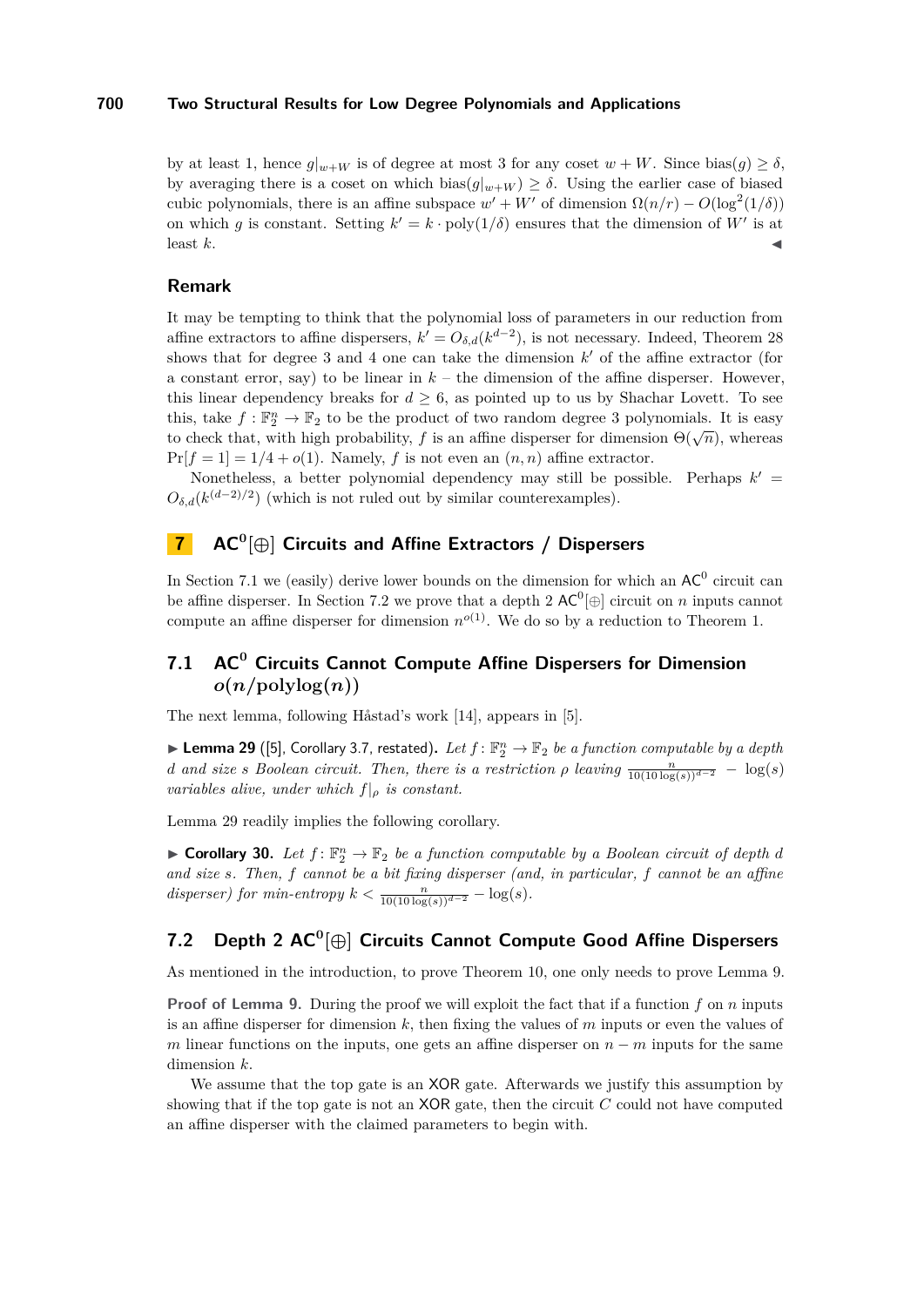by at least 1, hence $g|_{w+W}$ is of degree at most 3 for any coset $w + W$. Since $\text{bias}(g) \geq \delta$, by averaging there is a coset on which $\text{bias}(g|_{w+W}) \geq \delta$. Using the earlier case of biased cubic polynomials, there is an affine subspace $w' + W'$ of dimension $\Omega(n/r) - O(\log^2(1/\delta))$ on which $g$ is constant. Setting $k' = k \cdot \text{poly}(1/\delta)$ ensures that the dimension of $W'$ is at least $k$. ◀

### Remark

It may be tempting to think that the polynomial loss of parameters in our reduction from affine extractors to affine dispersers, $k' = O_{\delta,d}(k^{d-2})$, is not necessary. Indeed, Theorem 28 shows that for degree 3 and 4 one can take the dimension $k'$ of the affine extractor (for a constant error, say) to be linear in $k$ – the dimension of the affine disperser. However, this linear dependency breaks for $d \geq 6$, as pointed up to us by Shachar Lovett. To see this, take $f : \mathbb{F}_2^n \to \mathbb{F}_2$ to be the product of two random degree 3 polynomials. It is easy to check that, with high probability, $f$ is an affine disperser for dimension $\Theta(\sqrt{n})$, whereas $\Pr[f = 1] = 1/4 + o(1)$. Namely, $f$ is not even an $(n, n)$ affine extractor.

Nonetheless, a better polynomial dependency may still be possible. Perhaps $k' = O_{\delta,d}(k^{(d-2)/2})$ (which is not ruled out by similar counterexamples).

## 7 $\mathsf{AC}^0[\oplus]$ Circuits and Affine Extractors / Dispersers

In Section 7.1 we (easily) derive lower bounds on the dimension for which an $\mathsf{AC}^0$ circuit can be affine disperser. In Section 7.2 we prove that a depth 2 $\mathsf{AC}^0[\oplus]$ circuit on $n$ inputs cannot compute an affine disperser for dimension $n^{o(1)}$. We do so by a reduction to Theorem 1.

### 7.1 $\mathsf{AC}^0$ Circuits Cannot Compute Affine Dispersers for Dimension $o(n/\text{polylog}(n))$

The next lemma, following Håstad's work [14], appears in [5].

▶ **Lemma 29** ([5], Corollary 3.7, restated)**.** *Let $f : \mathbb{F}_2^n \to \mathbb{F}_2$ be a function computable by a depth $d$ and size $s$ Boolean circuit. Then, there is a restriction $\rho$ leaving $\frac{n}{10(10\log(s))^{d-2}} - \log(s)$ variables alive, under which $f|_\rho$ is constant.*

Lemma 29 readily implies the following corollary.

▶ **Corollary 30.** *Let $f : \mathbb{F}_2^n \to \mathbb{F}_2$ be a function computable by a Boolean circuit of depth $d$ and size $s$. Then, $f$ cannot be a bit fixing disperser (and, in particular, $f$ cannot be an affine disperser) for min-entropy $k < \frac{n}{10(10\log(s))^{d-2}} - \log(s)$.*

### 7.2 Depth 2 $\mathsf{AC}^0[\oplus]$ Circuits Cannot Compute Good Affine Dispersers

As mentioned in the introduction, to prove Theorem 10, one only needs to prove Lemma 9.

**Proof of Lemma 9.** During the proof we will exploit the fact that if a function $f$ on $n$ inputs is an affine disperser for dimension $k$, then fixing the values of $m$ inputs or even the values of $m$ linear functions on the inputs, one gets an affine disperser on $n - m$ inputs for the same dimension $k$.

We assume that the top gate is an $\mathsf{XOR}$ gate. Afterwards we justify this assumption by showing that if the top gate is not an $\mathsf{XOR}$ gate, then the circuit $C$ could not have computed an affine disperser with the claimed parameters to begin with.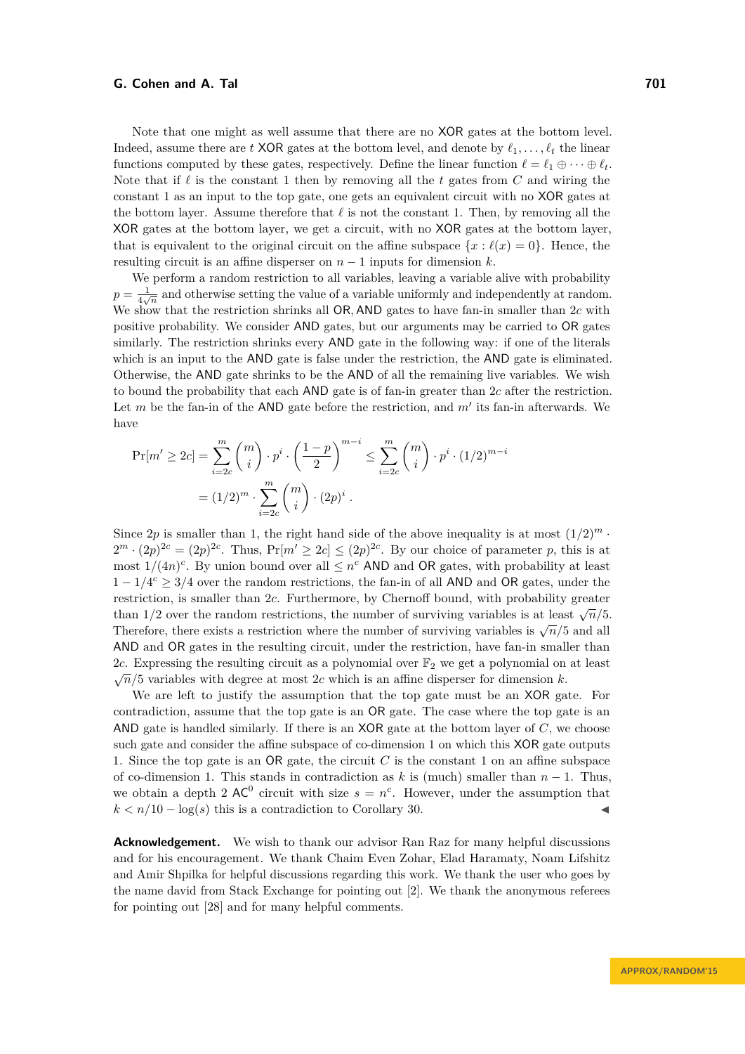Note that one might as well assume that there are no XOR gates at the bottom level. Indeed, assume there are $t$ XOR gates at the bottom level, and denote by $\ell_1, \ldots, \ell_t$ the linear functions computed by these gates, respectively. Define the linear function $\ell = \ell_1 \oplus \cdots \oplus \ell_t$. Note that if $\ell$ is the constant 1 then by removing all the $t$ gates from $C$ and wiring the constant 1 as an input to the top gate, one gets an equivalent circuit with no XOR gates at the bottom layer. Assume therefore that $\ell$ is not the constant 1. Then, by removing all the XOR gates at the bottom layer, we get a circuit, with no XOR gates at the bottom layer, that is equivalent to the original circuit on the affine subspace $\{x : \ell(x) = 0\}$. Hence, the resulting circuit is an affine disperser on $n-1$ inputs for dimension $k$.

We perform a random restriction to all variables, leaving a variable alive with probability $p = \frac{1}{4\sqrt{n}}$ and otherwise setting the value of a variable uniformly and independently at random. We show that the restriction shrinks all OR, AND gates to have fan-in smaller than $2c$ with positive probability. We consider AND gates, but our arguments may be carried to OR gates similarly. The restriction shrinks every AND gate in the following way: if one of the literals which is an input to the AND gate is false under the restriction, the AND gate is eliminated. Otherwise, the AND gate shrinks to be the AND of all the remaining live variables. We wish to bound the probability that each AND gate is of fan-in greater than $2c$ after the restriction. Let $m$ be the fan-in of the AND gate before the restriction, and $m'$ its fan-in afterwards. We have

$$\Pr[m' \geq 2c] = \sum_{i=2c}^{m} \binom{m}{i} \cdot p^i \cdot \left(\frac{1-p}{2}\right)^{m-i} \leq \sum_{i=2c}^{m} \binom{m}{i} \cdot p^i \cdot (1/2)^{m-i}$$
$$= (1/2)^m \cdot \sum_{i=2c}^{m} \binom{m}{i} \cdot (2p)^i .$$

Since $2p$ is smaller than 1, the right hand side of the above inequality is at most $(1/2)^m \cdot 2^m \cdot (2p)^{2c} = (2p)^{2c}$. Thus, $\Pr[m' \geq 2c] \leq (2p)^{2c}$. By our choice of parameter $p$, this is at most $1/(4n)^c$. By union bound over all $\leq n^c$ AND and OR gates, with probability at least $1 - 1/4^c \geq 3/4$ over the random restrictions, the fan-in of all AND and OR gates, under the restriction, is smaller than $2c$. Furthermore, by Chernoff bound, with probability greater than $1/2$ over the random restrictions, the number of surviving variables is at least $\sqrt{n}/5$. Therefore, there exists a restriction where the number of surviving variables is $\sqrt{n}/5$ and all AND and OR gates in the resulting circuit, under the restriction, have fan-in smaller than $2c$. Expressing the resulting circuit as a polynomial over $\mathbb{F}_2$ we get a polynomial on at least $\sqrt{n}/5$ variables with degree at most $2c$ which is an affine disperser for dimension $k$.

We are left to justify the assumption that the top gate must be an XOR gate. For contradiction, assume that the top gate is an OR gate. The case where the top gate is an AND gate is handled similarly. If there is an XOR gate at the bottom layer of $C$, we choose such gate and consider the affine subspace of co-dimension 1 on which this XOR gate outputs 1. Since the top gate is an OR gate, the circuit $C$ is the constant 1 on an affine subspace of co-dimension 1. This stands in contradiction as $k$ is (much) smaller than $n-1$. Thus, we obtain a depth 2 $\mathsf{AC}^0$ circuit with size $s = n^c$. However, under the assumption that $k < n/10 - \log(s)$ this is a contradiction to Corollary 30. ◀

**Acknowledgement.** We wish to thank our advisor Ran Raz for many helpful discussions and for his encouragement. We thank Chaim Even Zohar, Elad Haramaty, Noam Lifshitz and Amir Shpilka for helpful discussions regarding this work. We thank the user who goes by the name david from Stack Exchange for pointing out [2]. We thank the anonymous referees for pointing out [28] and for many helpful comments.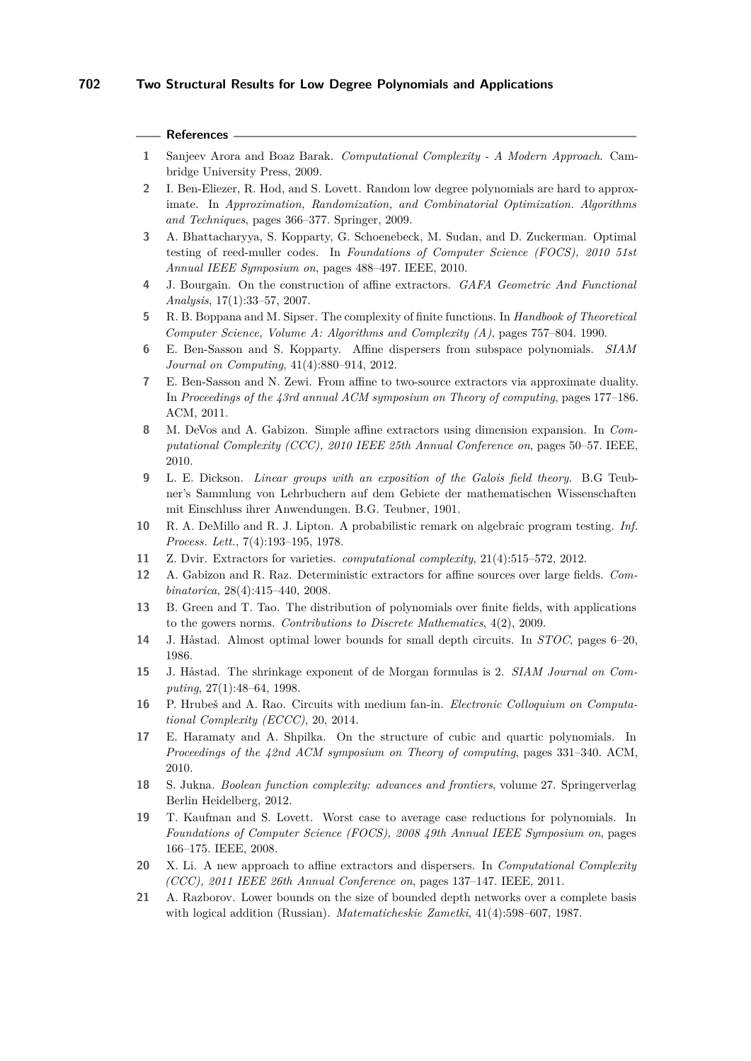## References

1. Sanjeev Arora and Boaz Barak. *Computational Complexity - A Modern Approach*. Cambridge University Press, 2009.
2. I. Ben-Eliezer, R. Hod, and S. Lovett. Random low degree polynomials are hard to approximate. In *Approximation, Randomization, and Combinatorial Optimization. Algorithms and Techniques*, pages 366–377. Springer, 2009.
3. A. Bhattacharyya, S. Kopparty, G. Schoenebeck, M. Sudan, and D. Zuckerman. Optimal testing of reed-muller codes. In *Foundations of Computer Science (FOCS), 2010 51st Annual IEEE Symposium on*, pages 488–497. IEEE, 2010.
4. J. Bourgain. On the construction of affine extractors. *GAFA Geometric And Functional Analysis*, 17(1):33–57, 2007.
5. R. B. Boppana and M. Sipser. The complexity of finite functions. In *Handbook of Theoretical Computer Science, Volume A: Algorithms and Complexity (A)*, pages 757–804. 1990.
6. E. Ben-Sasson and S. Kopparty. Affine dispersers from subspace polynomials. *SIAM Journal on Computing*, 41(4):880–914, 2012.
7. E. Ben-Sasson and N. Zewi. From affine to two-source extractors via approximate duality. In *Proceedings of the 43rd annual ACM symposium on Theory of computing*, pages 177–186. ACM, 2011.
8. M. DeVos and A. Gabizon. Simple affine extractors using dimension expansion. In *Computational Complexity (CCC), 2010 IEEE 25th Annual Conference on*, pages 50–57. IEEE, 2010.
9. L. E. Dickson. *Linear groups with an exposition of the Galois field theory.* B.G Teubner's Sammlung von Lehrbuchern auf dem Gebiete der mathematischen Wissenschaften mit Einschluss ihrer Anwendungen. B.G. Teubner, 1901.
10. R. A. DeMillo and R. J. Lipton. A probabilistic remark on algebraic program testing. *Inf. Process. Lett.*, 7(4):193–195, 1978.
11. Z. Dvir. Extractors for varieties. *computational complexity*, 21(4):515–572, 2012.
12. A. Gabizon and R. Raz. Deterministic extractors for affine sources over large fields. *Combinatorica*, 28(4):415–440, 2008.
13. B. Green and T. Tao. The distribution of polynomials over finite fields, with applications to the gowers norms. *Contributions to Discrete Mathematics*, 4(2), 2009.
14. J. Håstad. Almost optimal lower bounds for small depth circuits. In *STOC*, pages 6–20, 1986.
15. J. Håstad. The shrinkage exponent of de Morgan formulas is 2. *SIAM Journal on Computing*, 27(1):48–64, 1998.
16. P. Hrubeš and A. Rao. Circuits with medium fan-in. *Electronic Colloquium on Computational Complexity (ECCC)*, 20, 2014.
17. E. Haramaty and A. Shpilka. On the structure of cubic and quartic polynomials. In *Proceedings of the 42nd ACM symposium on Theory of computing*, pages 331–340. ACM, 2010.
18. S. Jukna. *Boolean function complexity: advances and frontiers*, volume 27. Springerverlag Berlin Heidelberg, 2012.
19. T. Kaufman and S. Lovett. Worst case to average case reductions for polynomials. In *Foundations of Computer Science (FOCS), 2008 49th Annual IEEE Symposium on*, pages 166–175. IEEE, 2008.
20. X. Li. A new approach to affine extractors and dispersers. In *Computational Complexity (CCC), 2011 IEEE 26th Annual Conference on*, pages 137–147. IEEE, 2011.
21. A. Razborov. Lower bounds on the size of bounded depth networks over a complete basis with logical addition (Russian). *Matematicheskie Zametki*, 41(4):598–607, 1987.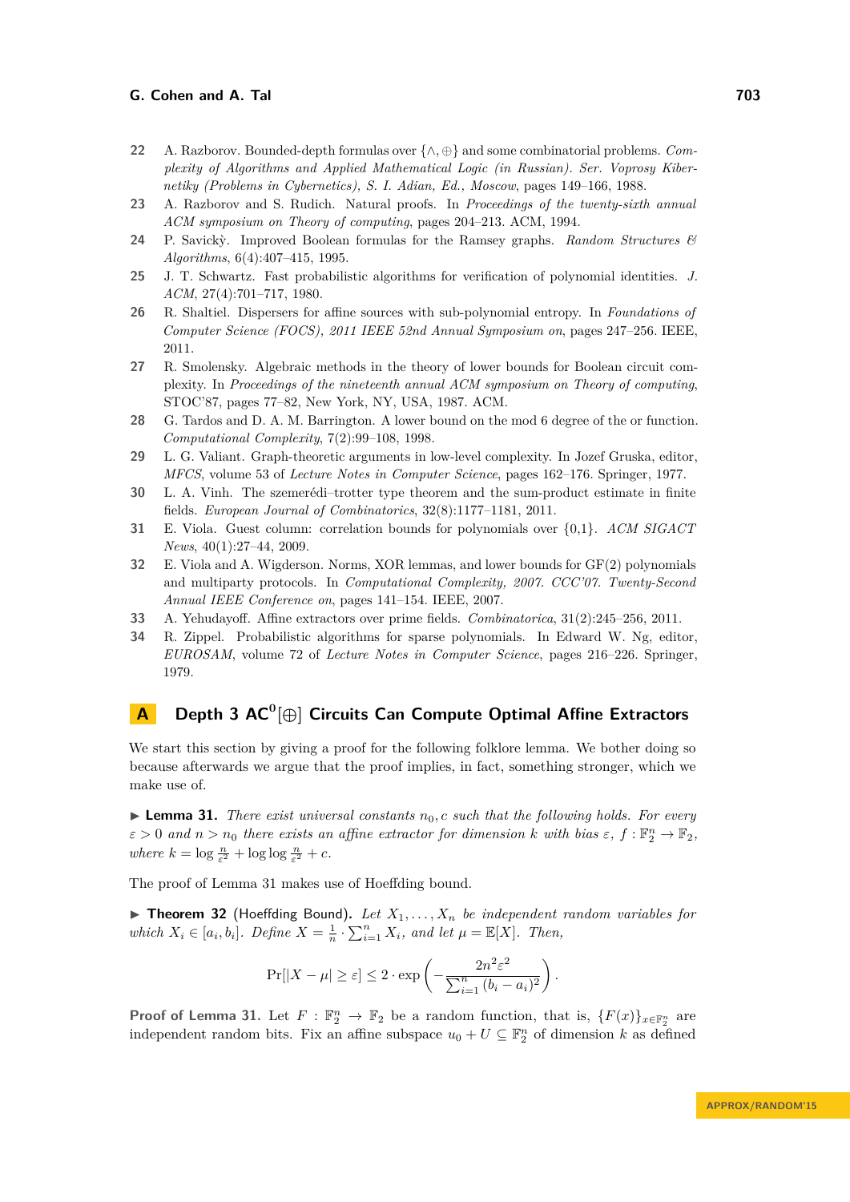22 A. Razborov. Bounded-depth formulas over $\{\wedge, \oplus\}$ and some combinatorial problems. *Complexity of Algorithms and Applied Mathematical Logic (in Russian). Ser. Voprosy Kibernetiky (Problems in Cybernetics), S. I. Adian, Ed., Moscow*, pages 149–166, 1988.

23 A. Razborov and S. Rudich. Natural proofs. In *Proceedings of the twenty-sixth annual ACM symposium on Theory of computing*, pages 204–213. ACM, 1994.

24 P. Savický. Improved Boolean formulas for the Ramsey graphs. *Random Structures & Algorithms*, 6(4):407–415, 1995.

25 J. T. Schwartz. Fast probabilistic algorithms for verification of polynomial identities. *J. ACM*, 27(4):701–717, 1980.

26 R. Shaltiel. Dispersers for affine sources with sub-polynomial entropy. In *Foundations of Computer Science (FOCS), 2011 IEEE 52nd Annual Symposium on*, pages 247–256. IEEE, 2011.

27 R. Smolensky. Algebraic methods in the theory of lower bounds for Boolean circuit complexity. In *Proceedings of the nineteenth annual ACM symposium on Theory of computing*, STOC'87, pages 77–82, New York, NY, USA, 1987. ACM.

28 G. Tardos and D. A. M. Barrington. A lower bound on the mod 6 degree of the or function. *Computational Complexity*, 7(2):99–108, 1998.

29 L. G. Valiant. Graph-theoretic arguments in low-level complexity. In Jozef Gruska, editor, *MFCS*, volume 53 of *Lecture Notes in Computer Science*, pages 162–176. Springer, 1977.

30 L. A. Vinh. The szemerédi–trotter type theorem and the sum-product estimate in finite fields. *European Journal of Combinatorics*, 32(8):1177–1181, 2011.

31 E. Viola. Guest column: correlation bounds for polynomials over {0,1}. *ACM SIGACT News*, 40(1):27–44, 2009.

32 E. Viola and A. Wigderson. Norms, XOR lemmas, and lower bounds for GF(2) polynomials and multiparty protocols. In *Computational Complexity, 2007. CCC'07. Twenty-Second Annual IEEE Conference on*, pages 141–154. IEEE, 2007.

33 A. Yehudayoff. Affine extractors over prime fields. *Combinatorica*, 31(2):245–256, 2011.

34 R. Zippel. Probabilistic algorithms for sparse polynomials. In Edward W. Ng, editor, *EUROSAM*, volume 72 of *Lecture Notes in Computer Science*, pages 216–226. Springer, 1979.

# A Depth 3 $\mathsf{AC}^0[\oplus]$ Circuits Can Compute Optimal Affine Extractors

We start this section by giving a proof for the following folklore lemma. We bother doing so because afterwards we argue that the proof implies, in fact, something stronger, which we make use of.

▶ **Lemma 31.** *There exist universal constants $n_0, c$ such that the following holds. For every $\varepsilon > 0$ and $n > n_0$ there exists an affine extractor for dimension $k$ with bias $\varepsilon$, $f : \mathbb{F}_2^n \to \mathbb{F}_2$, where $k = \log \frac{n}{\varepsilon^2} + \log\log \frac{n}{\varepsilon^2} + c$.*

The proof of Lemma 31 makes use of Hoeffding bound.

▶ **Theorem 32** (Hoeffding Bound). *Let $X_1, \ldots, X_n$ be independent random variables for which $X_i \in [a_i, b_i]$. Define $X = \frac{1}{n} \cdot \sum_{i=1}^{n} X_i$, and let $\mu = \mathbb{E}[X]$. Then,*

$$\Pr[|X - \mu| \geq \varepsilon] \leq 2 \cdot \exp\left(-\frac{2n^2\varepsilon^2}{\sum_{i=1}^{n}(b_i - a_i)^2}\right).$$

**Proof of Lemma 31.** Let $F : \mathbb{F}_2^n \to \mathbb{F}_2$ be a random function, that is, $\{F(x)\}_{x \in \mathbb{F}_2^n}$ are independent random bits. Fix an affine subspace $u_0 + U \subseteq \mathbb{F}_2^n$ of dimension $k$ as defined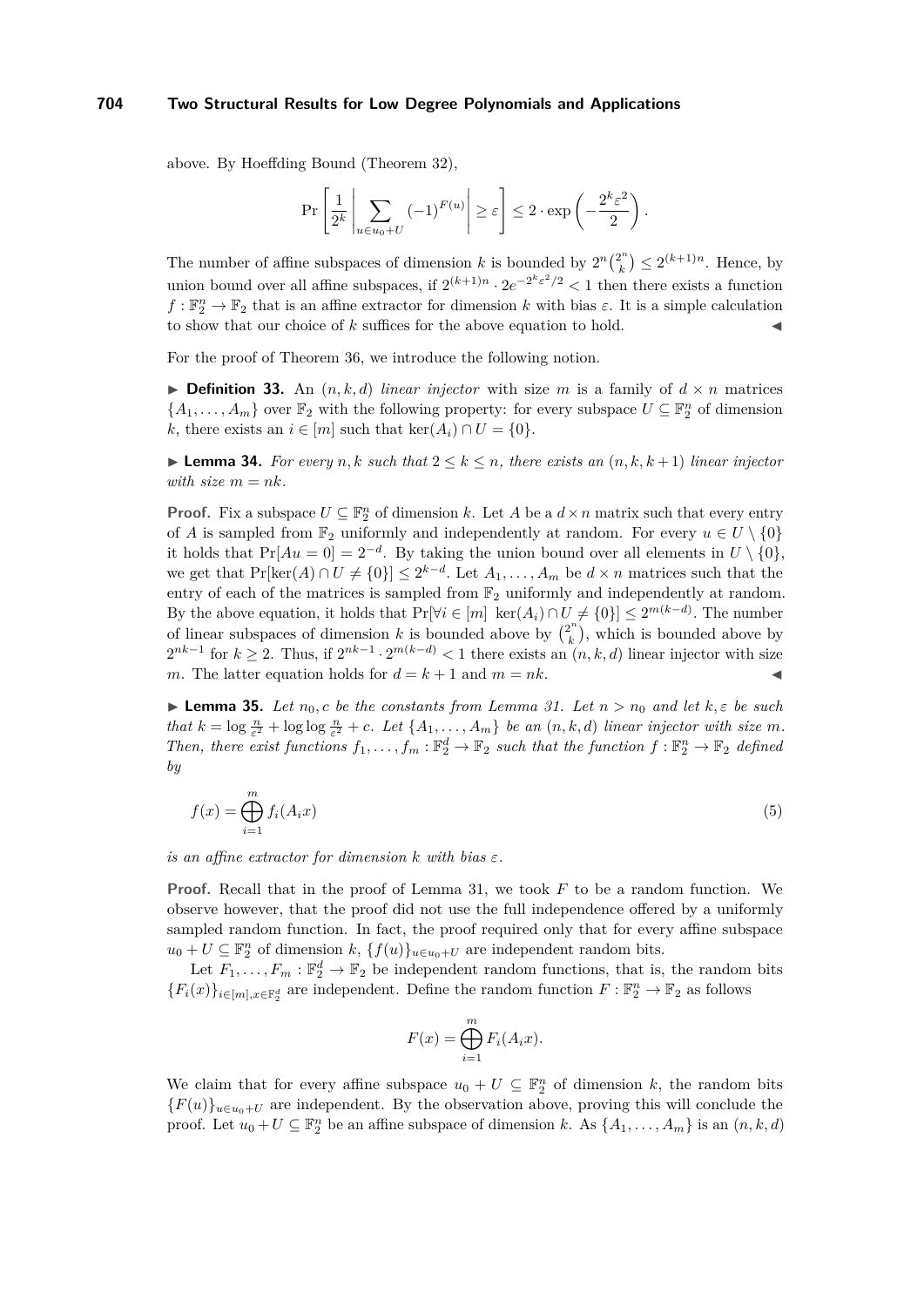above. By Hoeffding Bound (Theorem 32),

$$\Pr\left[\frac{1}{2^k}\left|\sum_{u\in u_0+U}(-1)^{F(u)}\right|\geq\varepsilon\right]\leq 2\cdot\exp\left(-\frac{2^k\varepsilon^2}{2}\right).$$

The number of affine subspaces of dimension $k$ is bounded by $2^n\binom{2^n}{k}\leq 2^{(k+1)n}$. Hence, by union bound over all affine subspaces, if $2^{(k+1)n}\cdot 2e^{-2^k\varepsilon^2/2}<1$ then there exists a function $f:\mathbb{F}_2^n\to\mathbb{F}_2$ that is an affine extractor for dimension $k$ with bias $\varepsilon$. It is a simple calculation to show that our choice of $k$ suffices for the above equation to hold. ◀

For the proof of Theorem 36, we introduce the following notion.

▶ **Definition 33.** An $(n,k,d)$ *linear injector* with size $m$ is a family of $d\times n$ matrices $\{A_1,\dots,A_m\}$ over $\mathbb{F}_2$ with the following property: for every subspace $U\subseteq\mathbb{F}_2^n$ of dimension $k$, there exists an $i\in[m]$ such that $\ker(A_i)\cap U=\{0\}$.

▶ **Lemma 34.** *For every $n,k$ such that $2\leq k\leq n$, there exists an $(n,k,k+1)$ linear injector with size $m=nk$.*

**Proof.** Fix a subspace $U\subseteq\mathbb{F}_2^n$ of dimension $k$. Let $A$ be a $d\times n$ matrix such that every entry of $A$ is sampled from $\mathbb{F}_2$ uniformly and independently at random. For every $u\in U\setminus\{0\}$ it holds that $\Pr[Au=0]=2^{-d}$. By taking the union bound over all elements in $U\setminus\{0\}$, we get that $\Pr[\ker(A)\cap U\neq\{0\}]\leq 2^{k-d}$. Let $A_1,\dots,A_m$ be $d\times n$ matrices such that the entry of each of the matrices is sampled from $\mathbb{F}_2$ uniformly and independently at random. By the above equation, it holds that $\Pr[\forall i\in[m]\ \ker(A_i)\cap U\neq\{0\}]\leq 2^{m(k-d)}$. The number of linear subspaces of dimension $k$ is bounded above by $\binom{2^n}{k}$, which is bounded above by $2^{nk-1}$ for $k\geq 2$. Thus, if $2^{nk-1}\cdot 2^{m(k-d)}<1$ there exists an $(n,k,d)$ linear injector with size $m$. The latter equation holds for $d=k+1$ and $m=nk$. ◀

▶ **Lemma 35.** *Let $n_0,c$ be the constants from Lemma 31. Let $n>n_0$ and let $k,\varepsilon$ be such that $k=\log\frac{n}{\varepsilon^2}+\log\log\frac{n}{\varepsilon^2}+c$. Let $\{A_1,\dots,A_m\}$ be an $(n,k,d)$ linear injector with size $m$. Then, there exist functions $f_1,\dots,f_m:\mathbb{F}_2^d\to\mathbb{F}_2$ such that the function $f:\mathbb{F}_2^n\to\mathbb{F}_2$ defined by*

$$f(x)=\bigoplus_{i=1}^m f_i(A_ix) \tag{5}$$

*is an affine extractor for dimension $k$ with bias $\varepsilon$.*

**Proof.** Recall that in the proof of Lemma 31, we took $F$ to be a random function. We observe however, that the proof did not use the full independence offered by a uniformly sampled random function. In fact, the proof required only that for every affine subspace $u_0+U\subseteq\mathbb{F}_2^n$ of dimension $k$, $\{f(u)\}_{u\in u_0+U}$ are independent random bits.

Let $F_1,\dots,F_m:\mathbb{F}_2^d\to\mathbb{F}_2$ be independent random functions, that is, the random bits $\{F_i(x)\}_{i\in[m],x\in\mathbb{F}_2^d}$ are independent. Define the random function $F:\mathbb{F}_2^n\to\mathbb{F}_2$ as follows

$$F(x)=\bigoplus_{i=1}^m F_i(A_ix).$$

We claim that for every affine subspace $u_0+U\subseteq\mathbb{F}_2^n$ of dimension $k$, the random bits $\{F(u)\}_{u\in u_0+U}$ are independent. By the observation above, proving this will conclude the proof. Let $u_0+U\subseteq\mathbb{F}_2^n$ be an affine subspace of dimension $k$. As $\{A_1,\dots,A_m\}$ is an $(n,k,d)$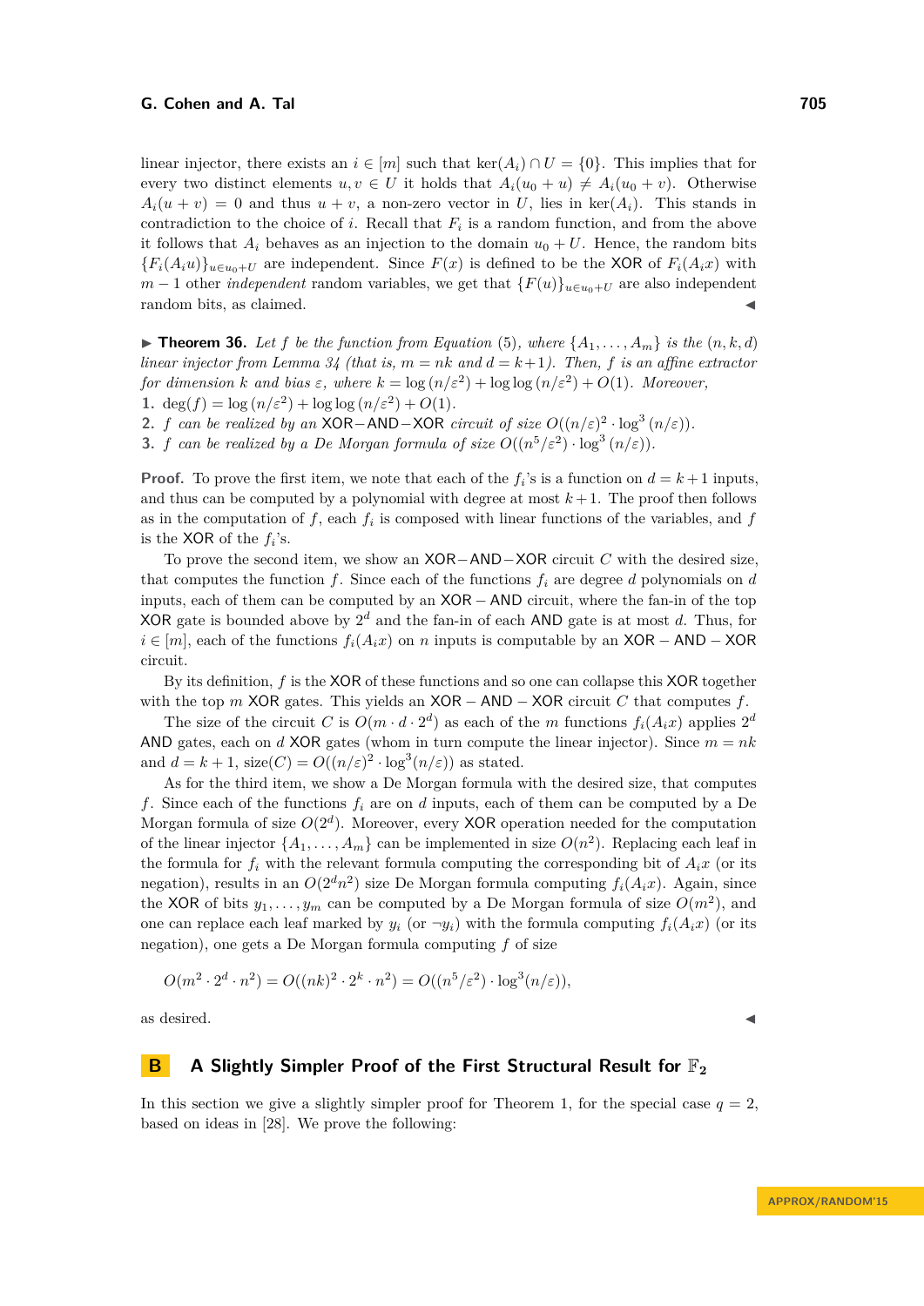linear injector, there exists an $i \in [m]$ such that $\ker(A_i) \cap U = \{0\}$. This implies that for every two distinct elements $u, v \in U$ it holds that $A_i(u_0 + u) \neq A_i(u_0 + v)$. Otherwise $A_i(u + v) = 0$ and thus $u + v$, a non-zero vector in $U$, lies in $\ker(A_i)$. This stands in contradiction to the choice of $i$. Recall that $F_i$ is a random function, and from the above it follows that $A_i$ behaves as an injection to the domain $u_0 + U$. Hence, the random bits $\{F_i(A_i u)\}_{u \in u_0 + U}$ are independent. Since $F(x)$ is defined to be the XOR of $F_i(A_i x)$ with $m - 1$ other *independent* random variables, we get that $\{F(u)\}_{u \in u_0 + U}$ are also independent random bits, as claimed. ◀

▶ **Theorem 36.** *Let $f$ be the function from Equation (5), where $\{A_1, \ldots, A_m\}$ is the $(n, k, d)$ linear injector from Lemma 34 (that is, $m = nk$ and $d = k+1$). Then, $f$ is an affine extractor for dimension $k$ and bias $\varepsilon$, where $k = \log(n/\varepsilon^2) + \log\log(n/\varepsilon^2) + O(1)$. Moreover,*

1. $\deg(f) = \log(n/\varepsilon^2) + \log\log(n/\varepsilon^2) + O(1)$.
2. *$f$ can be realized by an* XOR$-$AND$-$XOR *circuit of size $O((n/\varepsilon)^2 \cdot \log^3(n/\varepsilon))$.*
3. *$f$ can be realized by a De Morgan formula of size $O((n^5/\varepsilon^2) \cdot \log^3(n/\varepsilon))$.*

**Proof.** To prove the first item, we note that each of the $f_i$'s is a function on $d = k+1$ inputs, and thus can be computed by a polynomial with degree at most $k+1$. The proof then follows as in the computation of $f$, each $f_i$ is composed with linear functions of the variables, and $f$ is the XOR of the $f_i$'s.

To prove the second item, we show an XOR$-$AND$-$XOR circuit $C$ with the desired size, that computes the function $f$. Since each of the functions $f_i$ are degree $d$ polynomials on $d$ inputs, each of them can be computed by an XOR $-$ AND circuit, where the fan-in of the top XOR gate is bounded above by $2^d$ and the fan-in of each AND gate is at most $d$. Thus, for $i \in [m]$, each of the functions $f_i(A_i x)$ on $n$ inputs is computable by an XOR $-$ AND $-$ XOR circuit.

By its definition, $f$ is the XOR of these functions and so one can collapse this XOR together with the top $m$ XOR gates. This yields an XOR $-$ AND $-$ XOR circuit $C$ that computes $f$.

The size of the circuit $C$ is $O(m \cdot d \cdot 2^d)$ as each of the $m$ functions $f_i(A_i x)$ applies $2^d$ AND gates, each on $d$ XOR gates (whom in turn compute the linear injector). Since $m = nk$ and $d = k+1$, $\text{size}(C) = O((n/\varepsilon)^2 \cdot \log^3(n/\varepsilon))$ as stated.

As for the third item, we show a De Morgan formula with the desired size, that computes $f$. Since each of the functions $f_i$ are on $d$ inputs, each of them can be computed by a De Morgan formula of size $O(2^d)$. Moreover, every XOR operation needed for the computation of the linear injector $\{A_1, \ldots, A_m\}$ can be implemented in size $O(n^2)$. Replacing each leaf in the formula for $f_i$ with the relevant formula computing the corresponding bit of $A_i x$ (or its negation), results in an $O(2^d n^2)$ size De Morgan formula computing $f_i(A_i x)$. Again, since the XOR of bits $y_1, \ldots, y_m$ can be computed by a De Morgan formula of size $O(m^2)$, and one can replace each leaf marked by $y_i$ (or $\neg y_i$) with the formula computing $f_i(A_i x)$ (or its negation), one gets a De Morgan formula computing $f$ of size

$$O(m^2 \cdot 2^d \cdot n^2) = O((nk)^2 \cdot 2^k \cdot n^2) = O((n^5/\varepsilon^2) \cdot \log^3(n/\varepsilon)),$$

as desired. ◀

# B A Slightly Simpler Proof of the First Structural Result for $\mathbb{F}_2$

In this section we give a slightly simpler proof for Theorem 1, for the special case $q = 2$, based on ideas in [28]. We prove the following: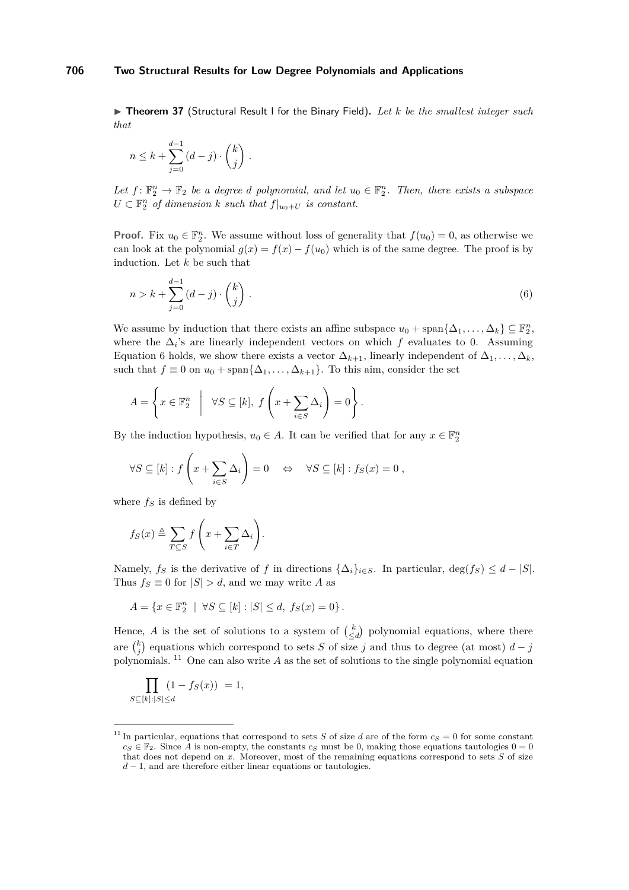▶ **Theorem 37** (Structural Result I for the Binary Field)**.** *Let $k$ be the smallest integer such that*

$$n \le k + \sum_{j=0}^{d-1} (d-j) \cdot \binom{k}{j} .$$

*Let $f\colon \mathbb{F}_2^n \to \mathbb{F}_2$ be a degree $d$ polynomial, and let $u_0 \in \mathbb{F}_2^n$. Then, there exists a subspace $U \subset \mathbb{F}_2^n$ of dimension $k$ such that $f|_{u_0+U}$ is constant.*

**Proof.** Fix $u_0 \in \mathbb{F}_2^n$. We assume without loss of generality that $f(u_0) = 0$, as otherwise we can look at the polynomial $g(x) = f(x) - f(u_0)$ which is of the same degree. The proof is by induction. Let $k$ be such that

$$n > k + \sum_{j=0}^{d-1} (d-j) \cdot \binom{k}{j} . \tag{6}$$

We assume by induction that there exists an affine subspace $u_0 + \operatorname{span}\{\Delta_1, \ldots, \Delta_k\} \subseteq \mathbb{F}_2^n$, where the $\Delta_i$'s are linearly independent vectors on which $f$ evaluates to 0. Assuming Equation 6 holds, we show there exists a vector $\Delta_{k+1}$, linearly independent of $\Delta_1, \ldots, \Delta_k$, such that $f \equiv 0$ on $u_0 + \operatorname{span}\{\Delta_1, \ldots, \Delta_{k+1}\}$. To this aim, consider the set

$$A = \left\{ x \in \mathbb{F}_2^n \;\middle|\; \forall S \subseteq [k],\ f\left(x + \sum_{i \in S} \Delta_i\right) = 0 \right\}.$$

By the induction hypothesis, $u_0 \in A$. It can be verified that for any $x \in \mathbb{F}_2^n$

$$\forall S \subseteq [k] : f\left(x + \sum_{i \in S} \Delta_i\right) = 0 \quad \Leftrightarrow \quad \forall S \subseteq [k] : f_S(x) = 0 \,,$$

where $f_S$ is defined by

$$f_S(x) \triangleq \sum_{T \subseteq S} f\left(x + \sum_{i \in T} \Delta_i\right).$$

Namely, $f_S$ is the derivative of $f$ in directions $\{\Delta_i\}_{i \in S}$. In particular, $\deg(f_S) \le d - |S|$. Thus $f_S \equiv 0$ for $|S| > d$, and we may write $A$ as

$$A = \{x \in \mathbb{F}_2^n \mid \forall S \subseteq [k] : |S| \le d,\ f_S(x) = 0\}.$$

Hence, $A$ is the set of solutions to a system of $\binom{k}{\le d}$ polynomial equations, where there are $\binom{k}{j}$ equations which correspond to sets $S$ of size $j$ and thus to degree (at most) $d - j$ polynomials. [11] One can also write $A$ as the set of solutions to the single polynomial equation

$$\prod_{S \subseteq [k] : |S| \le d} (1 - f_S(x)) \;= 1,$$

---

[11] In particular, equations that correspond to sets $S$ of size $d$ are of the form $c_S = 0$ for some constant $c_S \in \mathbb{F}_2$. Since $A$ is non-empty, the constants $c_S$ must be 0, making those equations tautologies $0 = 0$ that does not depend on $x$. Moreover, most of the remaining equations correspond to sets $S$ of size $d - 1$, and are therefore either linear equations or tautologies.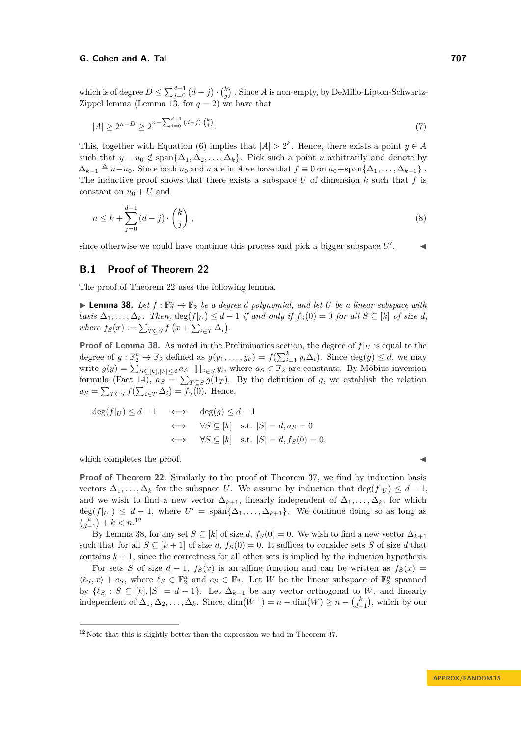which is of degree $D \le \sum_{j=0}^{d-1} (d-j) \cdot \binom{k}{j}$ . Since $A$ is non-empty, by DeMillo-Lipton-Schwartz-Zippel lemma (Lemma 13, for $q = 2$) we have that

$$|A| \ge 2^{n-D} \ge 2^{n - \sum_{j=0}^{d-1} (d-j) \cdot \binom{k}{j}}. \tag{7}$$

This, together with Equation (6) implies that $|A| > 2^k$. Hence, there exists a point $y \in A$ such that $y - u_0 \notin \text{span}\{\Delta_1, \Delta_2, \ldots, \Delta_k\}$. Pick such a point $u$ arbitrarily and denote by $\Delta_{k+1} \triangleq u - u_0$. Since both $u_0$ and $u$ are in $A$ we have that $f \equiv 0$ on $u_0 + \text{span}\{\Delta_1, \ldots, \Delta_{k+1}\}$ . The inductive proof shows that there exists a subspace $U$ of dimension $k$ such that $f$ is constant on $u_0 + U$ and

$$n \le k + \sum_{j=0}^{d-1} (d-j) \cdot \binom{k}{j}, \tag{8}$$

since otherwise we could have continue this process and pick a bigger subspace $U'$. ◀

## B.1 Proof of Theorem 22

The proof of Theorem 22 uses the following lemma.

▶ **Lemma 38.** *Let $f : \mathbb{F}_2^n \to \mathbb{F}_2$ be a degree $d$ polynomial, and let $U$ be a linear subspace with basis $\Delta_1, \ldots, \Delta_k$. Then, $\deg(f|_U) \le d-1$ if and only if $f_S(0) = 0$ for all $S \subseteq [k]$ of size $d$, where $f_S(x) := \sum_{T \subseteq S} f\left(x + \sum_{i \in T} \Delta_i\right)$.*

**Proof of Lemma 38.** As noted in the Preliminaries section, the degree of $f|_U$ is equal to the degree of $g : \mathbb{F}_2^k \to \mathbb{F}_2$ defined as $g(y_1, \ldots, y_k) = f(\sum_{i=1}^k y_i \Delta_i)$. Since $\deg(g) \le d$, we may write $g(y) = \sum_{S \subseteq [k], |S| \le d} a_S \cdot \prod_{i \in S} y_i$, where $a_S \in \mathbb{F}_2$ are constants. By Möbius inversion formula (Fact 14), $a_S = \sum_{T \subseteq S} g(\mathbf{1}_T)$. By the definition of $g$, we establish the relation $a_S = \sum_{T \subseteq S} f(\sum_{i \in T} \Delta_i) = f_S(0)$. Hence,

$$\begin{aligned} \deg(f|_U) \le d-1 \quad &\Longleftrightarrow \quad \deg(g) \le d-1 \\ &\Longleftrightarrow \quad \forall S \subseteq [k] \quad \text{s.t. } |S| = d, a_S = 0 \\ &\Longleftrightarrow \quad \forall S \subseteq [k] \quad \text{s.t. } |S| = d, f_S(0) = 0, \end{aligned}$$

which completes the proof. ◀

**Proof of Theorem 22.** Similarly to the proof of Theorem 37, we find by induction basis vectors $\Delta_1, \ldots, \Delta_k$ for the subspace $U$. We assume by induction that $\deg(f|_U) \le d-1$, and we wish to find a new vector $\Delta_{k+1}$, linearly independent of $\Delta_1, \ldots, \Delta_k$, for which $\deg(f|_{U'}) \le d-1$, where $U' = \text{span}\{\Delta_1, \ldots, \Delta_{k+1}\}$. We continue doing so as long as $\binom{k}{d-1} + k < n$.[12]

By Lemma 38, for any set $S \subseteq [k]$ of size $d$, $f_S(0) = 0$. We wish to find a new vector $\Delta_{k+1}$ such that for all $S \subseteq [k+1]$ of size $d$, $f_S(0) = 0$. It suffices to consider sets $S$ of size $d$ that contains $k+1$, since the correctness for all other sets is implied by the induction hypothesis.

For sets $S$ of size $d-1$, $f_S(x)$ is an affine function and can be written as $f_S(x) = \langle \ell_S, x \rangle + c_S$, where $\ell_S \in \mathbb{F}_2^n$ and $c_S \in \mathbb{F}_2$. Let $W$ be the linear subspace of $\mathbb{F}_2^n$ spanned by $\{\ell_S : S \subseteq [k], |S| = d-1\}$. Let $\Delta_{k+1}$ be any vector orthogonal to $W$, and linearly independent of $\Delta_1, \Delta_2, \ldots, \Delta_k$. Since, $\dim(W^\perp) = n - \dim(W) \ge n - \binom{k}{d-1}$, which by our

[12] Note that this is slightly better than the expression we had in Theorem 37.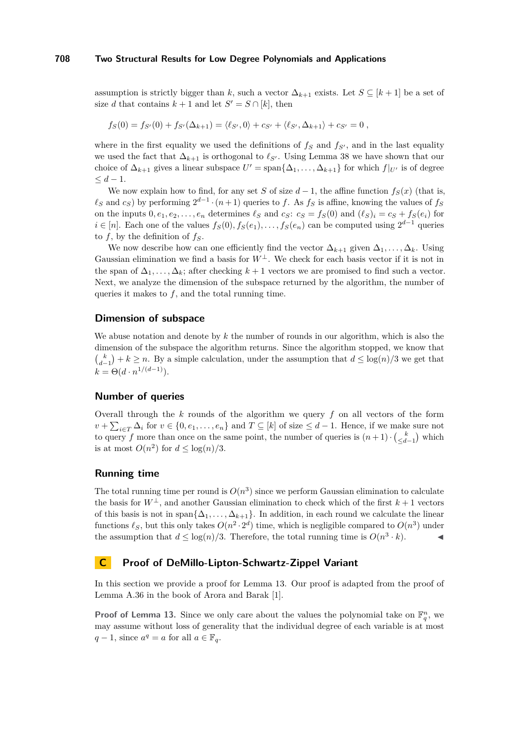assumption is strictly bigger than $k$, such a vector $\Delta_{k+1}$ exists. Let $S \subseteq [k+1]$ be a set of size $d$ that contains $k+1$ and let $S' = S \cap [k]$, then

$$f_S(0) = f_{S'}(0) + f_{S'}(\Delta_{k+1}) = \langle \ell_{S'}, 0 \rangle + c_{S'} + \langle \ell_{S'}, \Delta_{k+1} \rangle + c_{S'} = 0 \,,$$

where in the first equality we used the definitions of $f_S$ and $f_{S'}$, and in the last equality we used the fact that $\Delta_{k+1}$ is orthogonal to $\ell_{S'}$. Using Lemma 38 we have shown that our choice of $\Delta_{k+1}$ gives a linear subspace $U' = \text{span}\{\Delta_1, \ldots, \Delta_{k+1}\}$ for which $f|_{U'}$ is of degree $\leq d-1$.

We now explain how to find, for any set $S$ of size $d-1$, the affine function $f_S(x)$ (that is, $\ell_S$ and $c_S$) by performing $2^{d-1} \cdot (n+1)$ queries to $f$. As $f_S$ is affine, knowing the values of $f_S$ on the inputs $0, e_1, e_2, \ldots, e_n$ determines $\ell_S$ and $c_S$: $c_S = f_S(0)$ and $(\ell_S)_i = c_S + f_S(e_i)$ for $i \in [n]$. Each one of the values $f_S(0), f_S(e_1), \ldots, f_S(e_n)$ can be computed using $2^{d-1}$ queries to $f$, by the definition of $f_S$.

We now describe how can one efficiently find the vector $\Delta_{k+1}$ given $\Delta_1, \ldots, \Delta_k$. Using Gaussian elimination we find a basis for $W^\perp$. We check for each basis vector if it is not in the span of $\Delta_1, \ldots, \Delta_k$; after checking $k+1$ vectors we are promised to find such a vector. Next, we analyze the dimension of the subspace returned by the algorithm, the number of queries it makes to $f$, and the total running time.

### Dimension of subspace

We abuse notation and denote by $k$ the number of rounds in our algorithm, which is also the dimension of the subspace the algorithm returns. Since the algorithm stopped, we know that $\binom{k}{d-1} + k \geq n$. By a simple calculation, under the assumption that $d \leq \log(n)/3$ we get that $k = \Theta(d \cdot n^{1/(d-1)})$.

### Number of queries

Overall through the $k$ rounds of the algorithm we query $f$ on all vectors of the form $v + \sum_{i \in T} \Delta_i$ for $v \in \{0, e_1, \ldots, e_n\}$ and $T \subseteq [k]$ of size $\leq d-1$. Hence, if we make sure not to query $f$ more than once on the same point, the number of queries is $(n+1) \cdot \binom{k}{\leq d-1}$ which is at most $O(n^2)$ for $d \leq \log(n)/3$.

### Running time

The total running time per round is $O(n^3)$ since we perform Gaussian elimination to calculate the basis for $W^\perp$, and another Gaussian elimination to check which of the first $k+1$ vectors of this basis is not in $\text{span}\{\Delta_1, \ldots, \Delta_{k+1}\}$. In addition, in each round we calculate the linear functions $\ell_S$, but this only takes $O(n^2 \cdot 2^d)$ time, which is negligible compared to $O(n^3)$ under the assumption that $d \leq \log(n)/3$. Therefore, the total running time is $O(n^3 \cdot k)$. ◀

## C Proof of DeMillo-Lipton-Schwartz-Zippel Variant

In this section we provide a proof for Lemma 13. Our proof is adapted from the proof of Lemma A.36 in the book of Arora and Barak [1].

**Proof of Lemma 13.** Since we only care about the values the polynomial take on $\mathbb{F}_q^n$, we may assume without loss of generality that the individual degree of each variable is at most $q-1$, since $a^q = a$ for all $a \in \mathbb{F}_q$.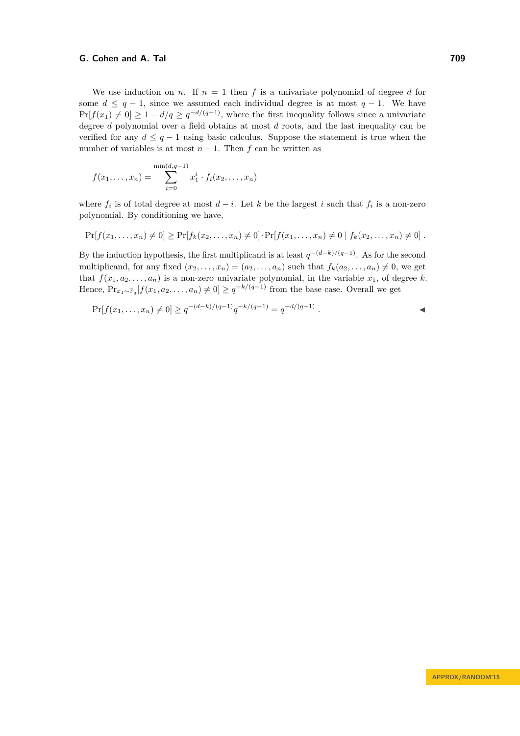We use induction on $n$. If $n = 1$ then $f$ is a univariate polynomial of degree $d$ for some $d \leq q-1$, since we assumed each individual degree is at most $q-1$. We have $\Pr[f(x_1) \neq 0] \geq 1 - d/q \geq q^{-d/(q-1)}$, where the first inequality follows since a univariate degree $d$ polynomial over a field obtains at most $d$ roots, and the last inequality can be verified for any $d \leq q-1$ using basic calculus. Suppose the statement is true when the number of variables is at most $n-1$. Then $f$ can be written as

$$f(x_1, \dots, x_n) = \sum_{i=0}^{\min(d,q-1)} x_1^i \cdot f_i(x_2, \dots, x_n)$$

where $f_i$ is of total degree at most $d - i$. Let $k$ be the largest $i$ such that $f_i$ is a non-zero polynomial. By conditioning we have,

$$\Pr[f(x_1, \dots, x_n) \neq 0] \geq \Pr[f_k(x_2, \dots, x_n) \neq 0] \cdot \Pr[f(x_1, \dots, x_n) \neq 0 \mid f_k(x_2, \dots, x_n) \neq 0] \,.$$

By the induction hypothesis, the first multiplicand is at least $q^{-(d-k)/(q-1)}$. As for the second multiplicand, for any fixed $(x_2, \dots, x_n) = (a_2, \dots, a_n)$ such that $f_k(a_2, \dots, a_n) \neq 0$, we get that $f(x_1, a_2, \dots, a_n)$ is a non-zero univariate polynomial, in the variable $x_1$, of degree $k$. Hence, $\Pr_{x_1 \sim \mathbb{F}_q}[f(x_1, a_2, \dots, a_n) \neq 0] \geq q^{-k/(q-1)}$ from the base case. Overall we get

$$\Pr[f(x_1, \dots, x_n) \neq 0] \geq q^{-(d-k)/(q-1)} q^{-k/(q-1)} = q^{-d/(q-1)} \,.$$

◀